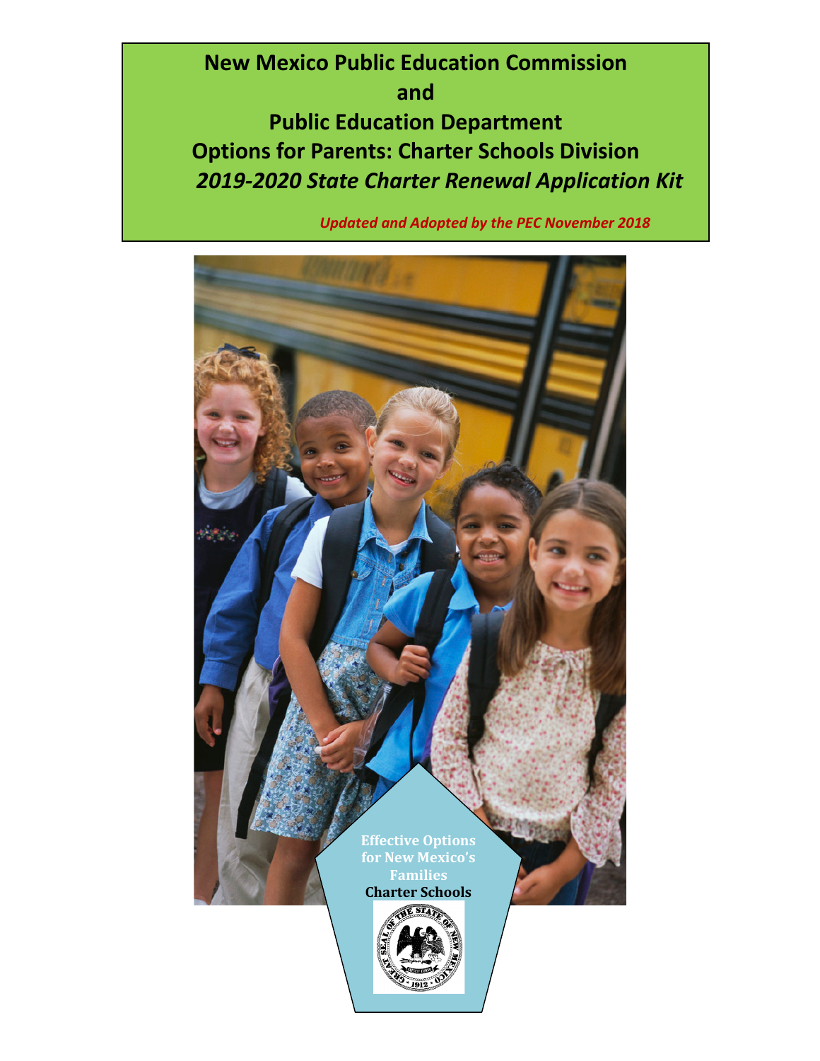# New Mexico Public Education Commission

# and

# Public Education Department

# Options for Parents: Charter Schools Division

# *2019-2020 State Charter Renewal Application Kit*

***Updated and Adopted by the PEC November 2018***

**Effective Options for New Mexico's Families**

**Charter Schools**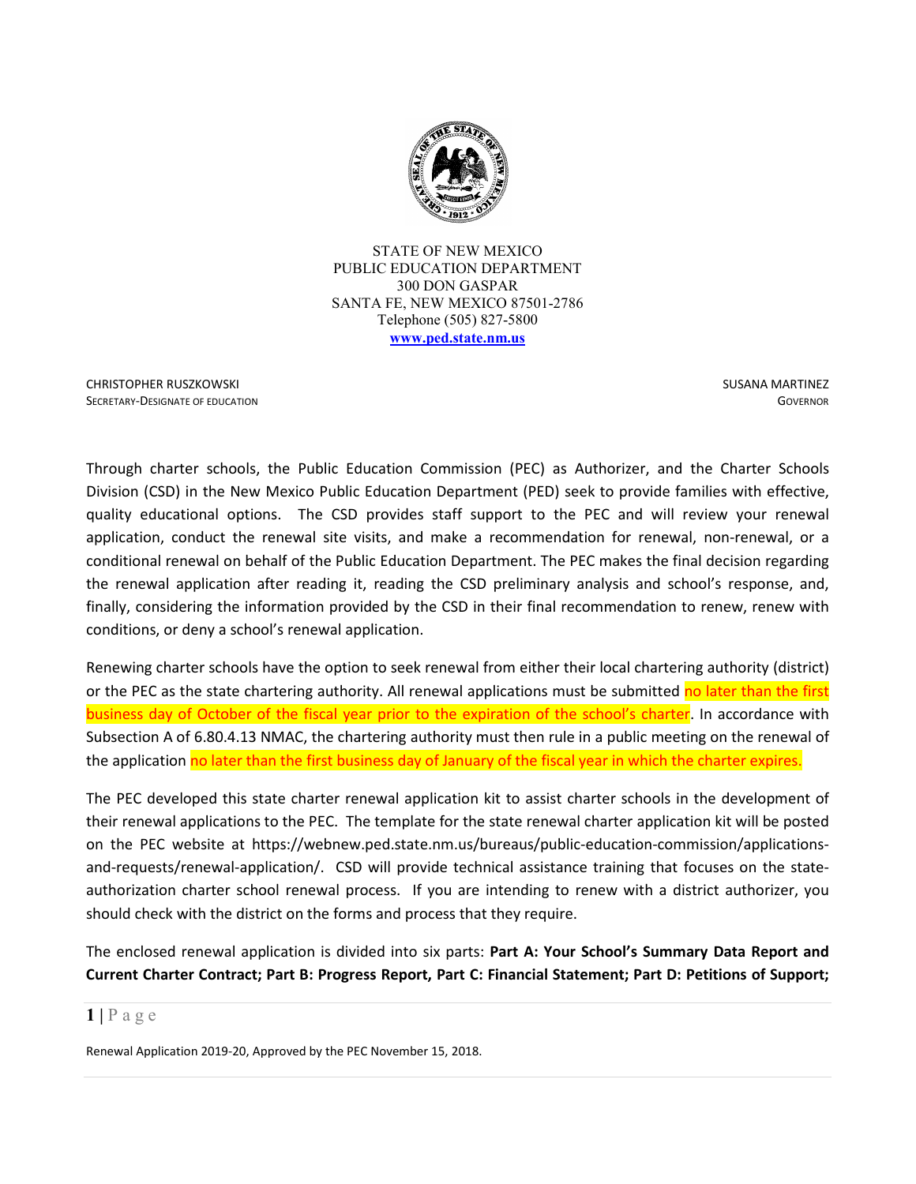STATE OF NEW MEXICO
PUBLIC EDUCATION DEPARTMENT
300 DON GASPAR
SANTA FE, NEW MEXICO 87501-2786
Telephone (505) 827-5800
**www.ped.state.nm.us**

CHRISTOPHER RUSZKOWSKI
SECRETARY-DESIGNATE OF EDUCATION

SUSANA MARTINEZ
GOVERNOR

Through charter schools, the Public Education Commission (PEC) as Authorizer, and the Charter Schools Division (CSD) in the New Mexico Public Education Department (PED) seek to provide families with effective, quality educational options. The CSD provides staff support to the PEC and will review your renewal application, conduct the renewal site visits, and make a recommendation for renewal, non-renewal, or a conditional renewal on behalf of the Public Education Department. The PEC makes the final decision regarding the renewal application after reading it, reading the CSD preliminary analysis and school's response, and, finally, considering the information provided by the CSD in their final recommendation to renew, renew with conditions, or deny a school's renewal application.

Renewing charter schools have the option to seek renewal from either their local chartering authority (district) or the PEC as the state chartering authority. All renewal applications must be submitted no later than the first business day of October of the fiscal year prior to the expiration of the school's charter. In accordance with Subsection A of 6.80.4.13 NMAC, the chartering authority must then rule in a public meeting on the renewal of the application no later than the first business day of January of the fiscal year in which the charter expires.

The PEC developed this state charter renewal application kit to assist charter schools in the development of their renewal applications to the PEC. The template for the state renewal charter application kit will be posted on the PEC website at https://webnew.ped.state.nm.us/bureaus/public-education-commission/applications-and-requests/renewal-application/. CSD will provide technical assistance training that focuses on the state-authorization charter school renewal process. If you are intending to renew with a district authorizer, you should check with the district on the forms and process that they require.

The enclosed renewal application is divided into six parts: **Part A: Your School's Summary Data Report and Current Charter Contract; Part B: Progress Report, Part C: Financial Statement; Part D: Petitions of Support;**

Renewal Application 2019-20, Approved by the PEC November 15, 2018.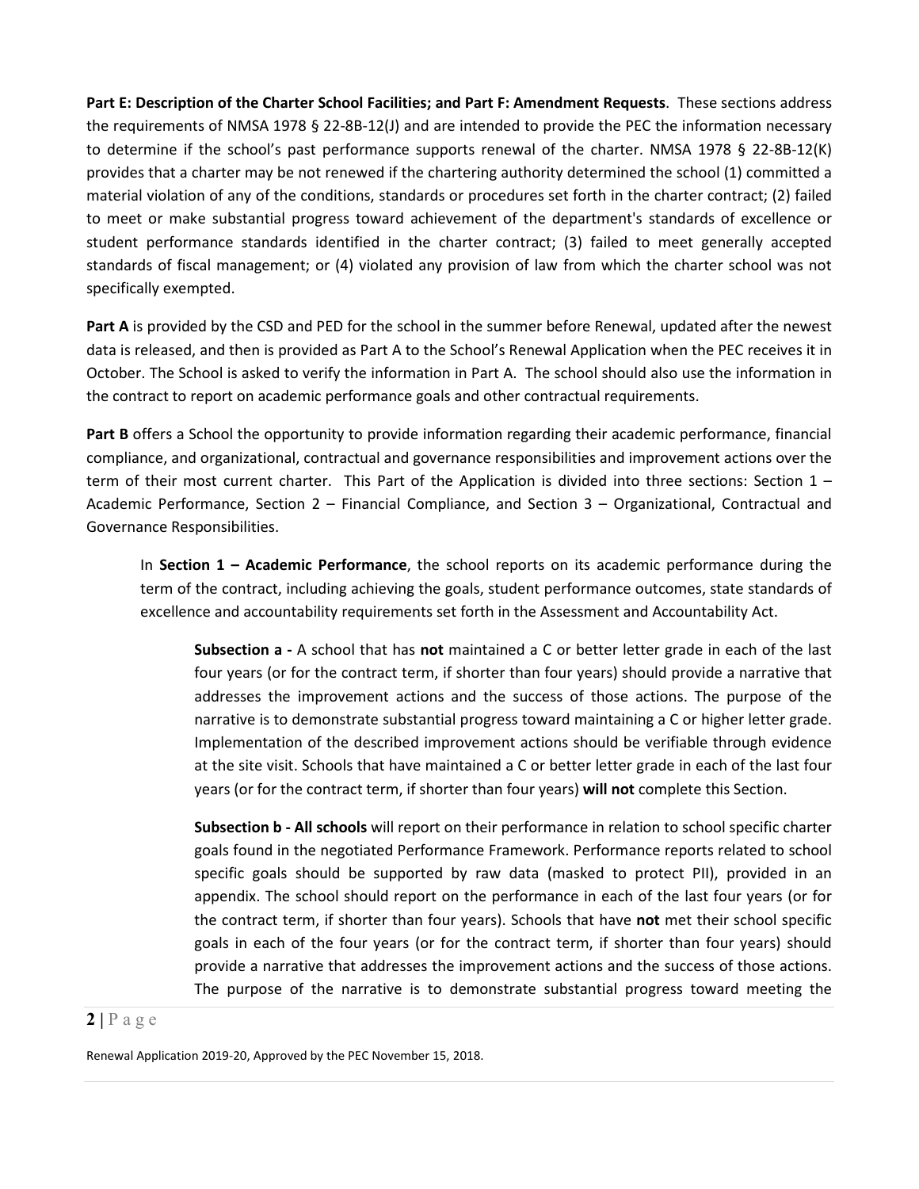**Part E: Description of the Charter School Facilities; and Part F: Amendment Requests**. These sections address the requirements of NMSA 1978 § 22-8B-12(J) and are intended to provide the PEC the information necessary to determine if the school's past performance supports renewal of the charter. NMSA 1978 § 22-8B-12(K) provides that a charter may be not renewed if the chartering authority determined the school (1) committed a material violation of any of the conditions, standards or procedures set forth in the charter contract; (2) failed to meet or make substantial progress toward achievement of the department's standards of excellence or student performance standards identified in the charter contract; (3) failed to meet generally accepted standards of fiscal management; or (4) violated any provision of law from which the charter school was not specifically exempted.

**Part A** is provided by the CSD and PED for the school in the summer before Renewal, updated after the newest data is released, and then is provided as Part A to the School's Renewal Application when the PEC receives it in October. The School is asked to verify the information in Part A. The school should also use the information in the contract to report on academic performance goals and other contractual requirements.

**Part B** offers a School the opportunity to provide information regarding their academic performance, financial compliance, and organizational, contractual and governance responsibilities and improvement actions over the term of their most current charter. This Part of the Application is divided into three sections: Section 1 – Academic Performance, Section 2 – Financial Compliance, and Section 3 – Organizational, Contractual and Governance Responsibilities.

> In **Section 1 – Academic Performance**, the school reports on its academic performance during the term of the contract, including achieving the goals, student performance outcomes, state standards of excellence and accountability requirements set forth in the Assessment and Accountability Act.
>
> > **Subsection a -** A school that has **not** maintained a C or better letter grade in each of the last four years (or for the contract term, if shorter than four years) should provide a narrative that addresses the improvement actions and the success of those actions. The purpose of the narrative is to demonstrate substantial progress toward maintaining a C or higher letter grade. Implementation of the described improvement actions should be verifiable through evidence at the site visit. Schools that have maintained a C or better letter grade in each of the last four years (or for the contract term, if shorter than four years) **will not** complete this Section.
> >
> > **Subsection b - All schools** will report on their performance in relation to school specific charter goals found in the negotiated Performance Framework. Performance reports related to school specific goals should be supported by raw data (masked to protect PII), provided in an appendix. The school should report on the performance in each of the last four years (or for the contract term, if shorter than four years). Schools that have **not** met their school specific goals in each of the four years (or for the contract term, if shorter than four years) should provide a narrative that addresses the improvement actions and the success of those actions. The purpose of the narrative is to demonstrate substantial progress toward meeting the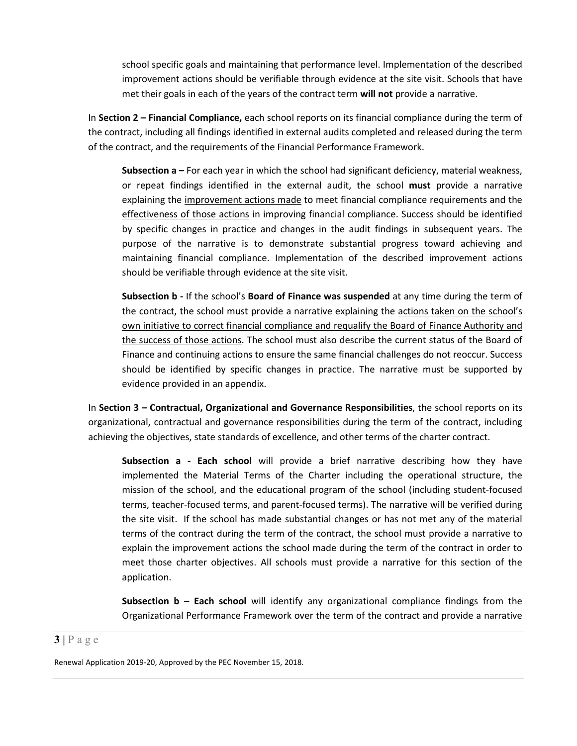school specific goals and maintaining that performance level. Implementation of the described improvement actions should be verifiable through evidence at the site visit. Schools that have met their goals in each of the years of the contract term **will not** provide a narrative.

In **Section 2 – Financial Compliance,** each school reports on its financial compliance during the term of the contract, including all findings identified in external audits completed and released during the term of the contract, and the requirements of the Financial Performance Framework.

**Subsection a –** For each year in which the school had significant deficiency, material weakness, or repeat findings identified in the external audit, the school **must** provide a narrative explaining the <u>improvement actions made</u> to meet financial compliance requirements and the <u>effectiveness of those actions</u> in improving financial compliance. Success should be identified by specific changes in practice and changes in the audit findings in subsequent years. The purpose of the narrative is to demonstrate substantial progress toward achieving and maintaining financial compliance. Implementation of the described improvement actions should be verifiable through evidence at the site visit.

**Subsection b -** If the school's **Board of Finance was suspended** at any time during the term of the contract, the school must provide a narrative explaining the <u>actions taken on the school's own initiative to correct financial compliance and requalify the Board of Finance Authority and the success of those actions</u>. The school must also describe the current status of the Board of Finance and continuing actions to ensure the same financial challenges do not reoccur. Success should be identified by specific changes in practice. The narrative must be supported by evidence provided in an appendix.

In **Section 3 – Contractual, Organizational and Governance Responsibilities**, the school reports on its organizational, contractual and governance responsibilities during the term of the contract, including achieving the objectives, state standards of excellence, and other terms of the charter contract.

**Subsection a - Each school** will provide a brief narrative describing how they have implemented the Material Terms of the Charter including the operational structure, the mission of the school, and the educational program of the school (including student-focused terms, teacher-focused terms, and parent-focused terms). The narrative will be verified during the site visit. If the school has made substantial changes or has not met any of the material terms of the contract during the term of the contract, the school must provide a narrative to explain the improvement actions the school made during the term of the contract in order to meet those charter objectives. All schools must provide a narrative for this section of the application.

**Subsection b** – **Each school** will identify any organizational compliance findings from the Organizational Performance Framework over the term of the contract and provide a narrative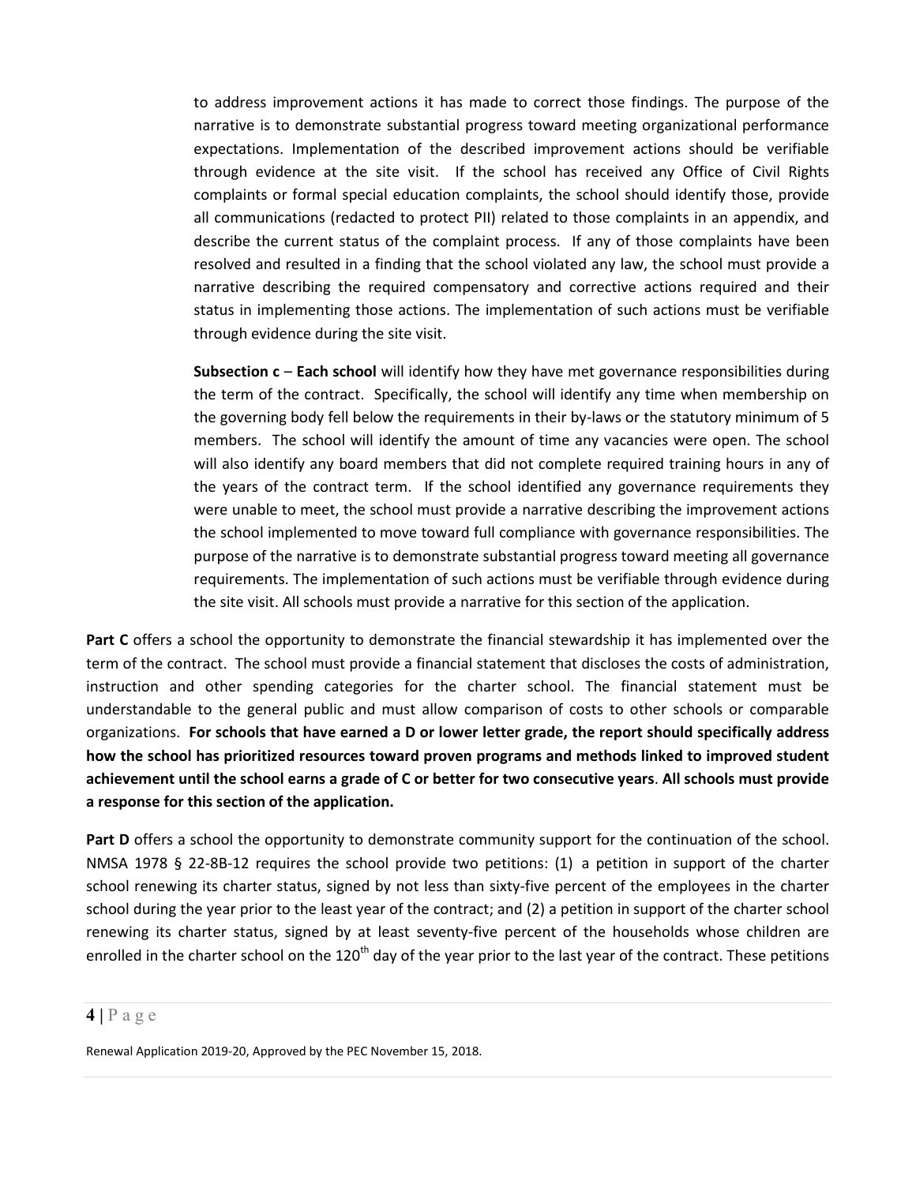to address improvement actions it has made to correct those findings. The purpose of the narrative is to demonstrate substantial progress toward meeting organizational performance expectations. Implementation of the described improvement actions should be verifiable through evidence at the site visit. If the school has received any Office of Civil Rights complaints or formal special education complaints, the school should identify those, provide all communications (redacted to protect PII) related to those complaints in an appendix, and describe the current status of the complaint process. If any of those complaints have been resolved and resulted in a finding that the school violated any law, the school must provide a narrative describing the required compensatory and corrective actions required and their status in implementing those actions. The implementation of such actions must be verifiable through evidence during the site visit.

**Subsection c** – **Each school** will identify how they have met governance responsibilities during the term of the contract. Specifically, the school will identify any time when membership on the governing body fell below the requirements in their by-laws or the statutory minimum of 5 members. The school will identify the amount of time any vacancies were open. The school will also identify any board members that did not complete required training hours in any of the years of the contract term. If the school identified any governance requirements they were unable to meet, the school must provide a narrative describing the improvement actions the school implemented to move toward full compliance with governance responsibilities. The purpose of the narrative is to demonstrate substantial progress toward meeting all governance requirements. The implementation of such actions must be verifiable through evidence during the site visit. All schools must provide a narrative for this section of the application.

**Part C** offers a school the opportunity to demonstrate the financial stewardship it has implemented over the term of the contract. The school must provide a financial statement that discloses the costs of administration, instruction and other spending categories for the charter school. The financial statement must be understandable to the general public and must allow comparison of costs to other schools or comparable organizations. **For schools that have earned a D or lower letter grade, the report should specifically address how the school has prioritized resources toward proven programs and methods linked to improved student achievement until the school earns a grade of C or better for two consecutive years**. **All schools must provide a response for this section of the application.**

**Part D** offers a school the opportunity to demonstrate community support for the continuation of the school. NMSA 1978 § 22-8B-12 requires the school provide two petitions: (1) a petition in support of the charter school renewing its charter status, signed by not less than sixty-five percent of the employees in the charter school during the year prior to the least year of the contract; and (2) a petition in support of the charter school renewing its charter status, signed by at least seventy-five percent of the households whose children are enrolled in the charter school on the 120th day of the year prior to the last year of the contract. These petitions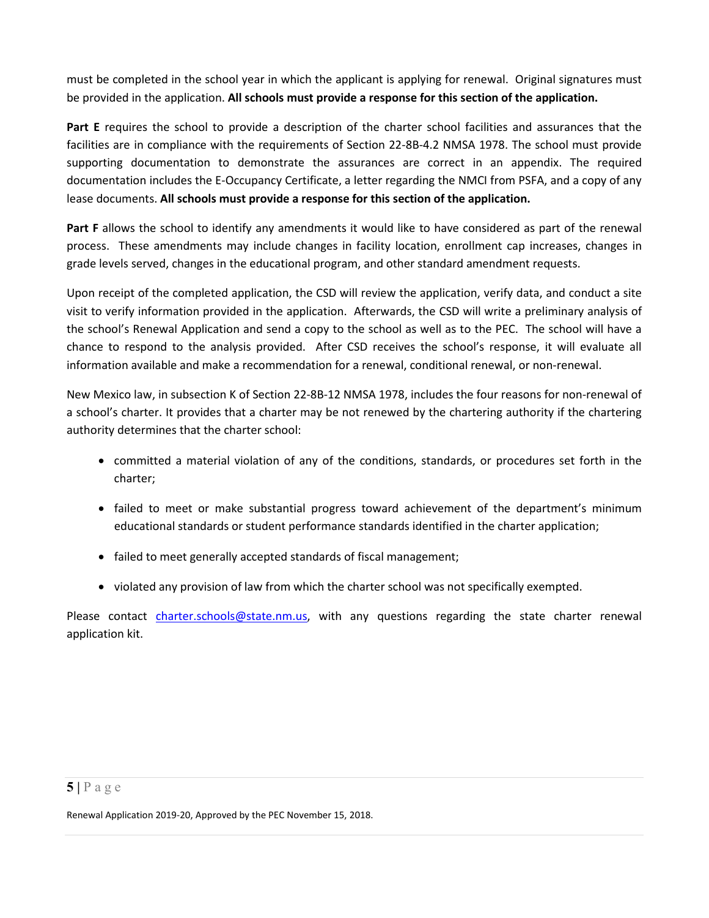must be completed in the school year in which the applicant is applying for renewal. Original signatures must be provided in the application. **All schools must provide a response for this section of the application.**

**Part E** requires the school to provide a description of the charter school facilities and assurances that the facilities are in compliance with the requirements of Section 22-8B-4.2 NMSA 1978. The school must provide supporting documentation to demonstrate the assurances are correct in an appendix. The required documentation includes the E-Occupancy Certificate, a letter regarding the NMCI from PSFA, and a copy of any lease documents. **All schools must provide a response for this section of the application.**

**Part F** allows the school to identify any amendments it would like to have considered as part of the renewal process. These amendments may include changes in facility location, enrollment cap increases, changes in grade levels served, changes in the educational program, and other standard amendment requests.

Upon receipt of the completed application, the CSD will review the application, verify data, and conduct a site visit to verify information provided in the application. Afterwards, the CSD will write a preliminary analysis of the school's Renewal Application and send a copy to the school as well as to the PEC. The school will have a chance to respond to the analysis provided. After CSD receives the school's response, it will evaluate all information available and make a recommendation for a renewal, conditional renewal, or non-renewal.

New Mexico law, in subsection K of Section 22-8B-12 NMSA 1978, includes the four reasons for non-renewal of a school's charter. It provides that a charter may be not renewed by the chartering authority if the chartering authority determines that the charter school:

- committed a material violation of any of the conditions, standards, or procedures set forth in the charter;
- failed to meet or make substantial progress toward achievement of the department's minimum educational standards or student performance standards identified in the charter application;
- failed to meet generally accepted standards of fiscal management;
- violated any provision of law from which the charter school was not specifically exempted.

Please contact charter.schools@state.nm.us, with any questions regarding the state charter renewal application kit.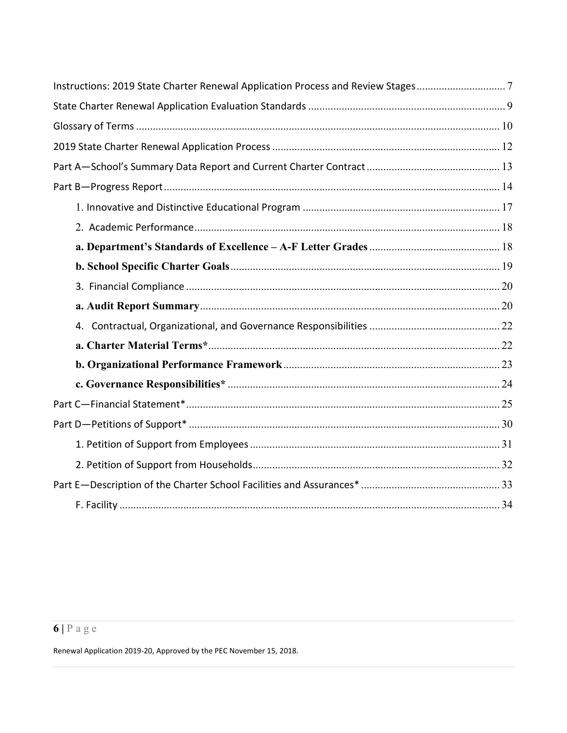Instructions: 2019 State Charter Renewal Application Process and Review Stages ................................ 7

State Charter Renewal Application Evaluation Standards ....................................................................... 9

Glossary of Terms .................................................................................................................................. 10

2019 State Charter Renewal Application Process ................................................................................. 12

Part A—School's Summary Data Report and Current Charter Contract ................................................ 13

Part B—Progress Report ........................................................................................................................ 14

- 1. Innovative and Distinctive Educational Program ...................................................................... 17
- 2. Academic Performance ............................................................................................................. 18
  - **a. Department's Standards of Excellence – A-F Letter Grades** ............................................... 18
  - **b. School Specific Charter Goals** ................................................................................................ 19
- 3. Financial Compliance ................................................................................................................ 20
  - **a. Audit Report Summary** ........................................................................................................... 20
- 4. Contractual, Organizational, and Governance Responsibilities ............................................... 22
  - **a. Charter Material Terms*** ........................................................................................................ 22
  - **b. Organizational Performance Framework** ............................................................................. 23
  - **c. Governance Responsibilities*** ................................................................................................. 24

Part C—Financial Statement* ................................................................................................................ 25

Part D—Petitions of Support* ............................................................................................................... 30

- 1. Petition of Support from Employees .......................................................................................... 31
- 2. Petition of Support from Households ......................................................................................... 32

Part E—Description of the Charter School Facilities and Assurances* ................................................. 33

- F. Facility ........................................................................................................................................ 34

Renewal Application 2019-20, Approved by the PEC November 15, 2018.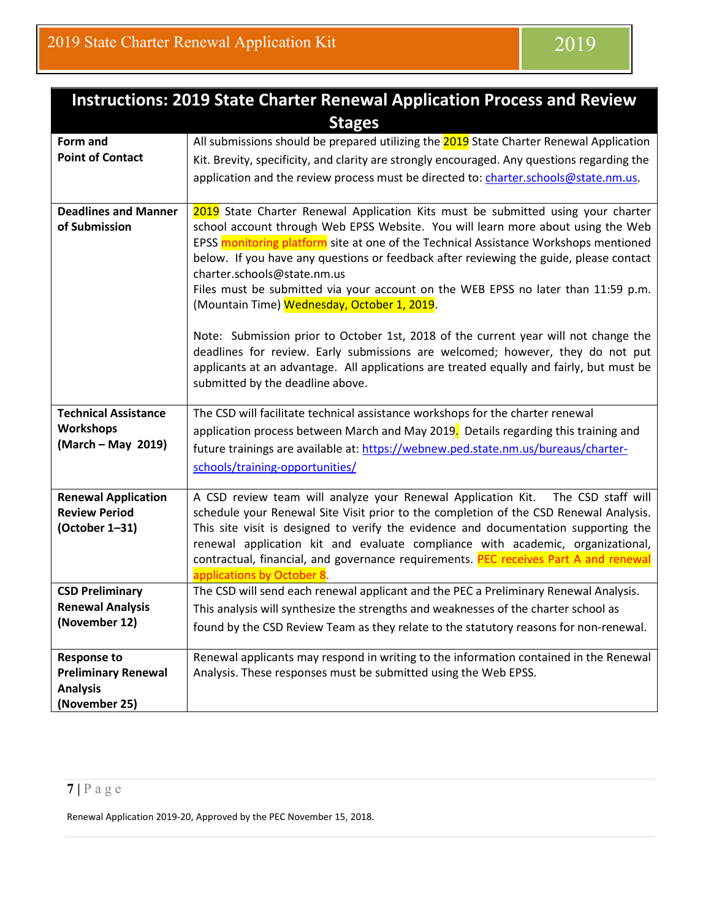| Instructions: 2019 State Charter Renewal Application Process and Review Stages | |
|---|---|
| **Form and Point of Contact** | All submissions should be prepared utilizing the 2019 State Charter Renewal Application Kit. Brevity, specificity, and clarity are strongly encouraged. Any questions regarding the application and the review process must be directed to: charter.schools@state.nm.us. |
| **Deadlines and Manner of Submission** | 2019 State Charter Renewal Application Kits must be submitted using your charter school account through Web EPSS Website. You will learn more about using the Web EPSS monitoring platform site at one of the Technical Assistance Workshops mentioned below. If you have any questions or feedback after reviewing the guide, please contact charter.schools@state.nm.us<br>Files must be submitted via your account on the WEB EPSS no later than 11:59 p.m. (Mountain Time) Wednesday, October 1, 2019.<br><br>Note: Submission prior to October 1st, 2018 of the current year will not change the deadlines for review. Early submissions are welcomed; however, they do not put applicants at an advantage. All applications are treated equally and fairly, but must be submitted by the deadline above. |
| **Technical Assistance Workshops (March – May 2019)** | The CSD will facilitate technical assistance workshops for the charter renewal application process between March and May 2019. Details regarding this training and future trainings are available at: https://webnew.ped.state.nm.us/bureaus/charter-schools/training-opportunities/ |
| **Renewal Application Review Period (October 1–31)** | A CSD review team will analyze your Renewal Application Kit. The CSD staff will schedule your Renewal Site Visit prior to the completion of the CSD Renewal Analysis. This site visit is designed to verify the evidence and documentation supporting the renewal application kit and evaluate compliance with academic, organizational, contractual, financial, and governance requirements. PEC receives Part A and renewal applications by October 8. |
| **CSD Preliminary Renewal Analysis (November 12)** | The CSD will send each renewal applicant and the PEC a Preliminary Renewal Analysis. This analysis will synthesize the strengths and weaknesses of the charter school as found by the CSD Review Team as they relate to the statutory reasons for non-renewal. |
| **Response to Preliminary Renewal Analysis (November 25)** | Renewal applicants may respond in writing to the information contained in the Renewal Analysis. These responses must be submitted using the Web EPSS. |

Renewal Application 2019-20, Approved by the PEC November 15, 2018.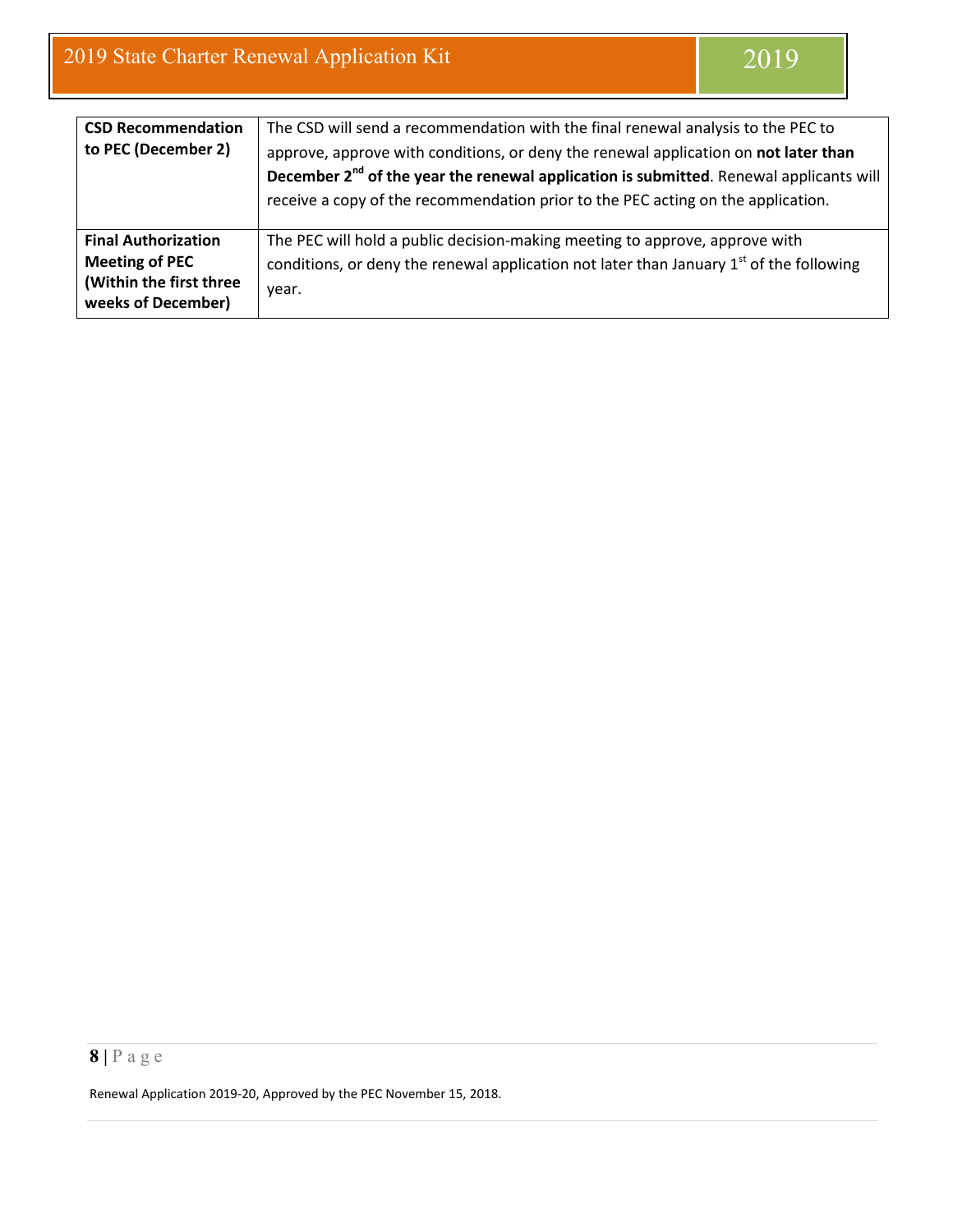| **CSD Recommendation to PEC (December 2)** | The CSD will send a recommendation with the final renewal analysis to the PEC to approve, approve with conditions, or deny the renewal application on **not later than December 2nd of the year the renewal application is submitted**. Renewal applicants will receive a copy of the recommendation prior to the PEC acting on the application. |
| --- | --- |
| **Final Authorization Meeting of PEC (Within the first three weeks of December)** | The PEC will hold a public decision-making meeting to approve, approve with conditions, or deny the renewal application not later than January 1st of the following year. |

Renewal Application 2019-20, Approved by the PEC November 15, 2018.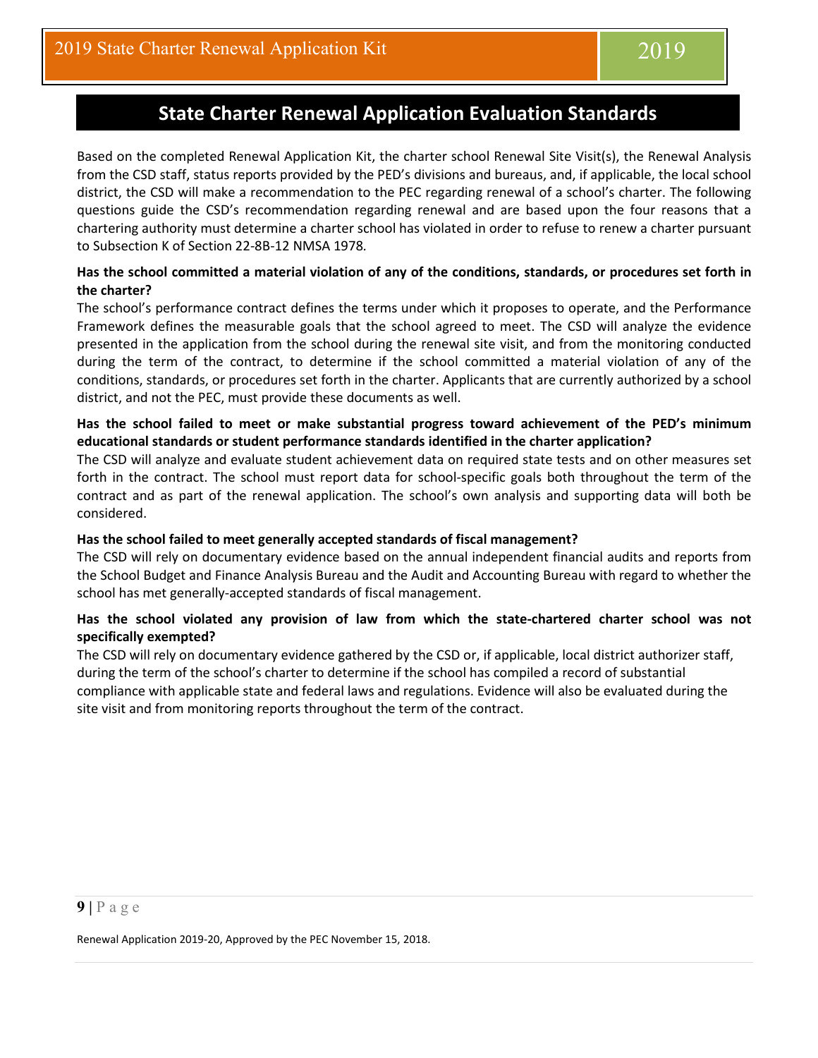# State Charter Renewal Application Evaluation Standards

Based on the completed Renewal Application Kit, the charter school Renewal Site Visit(s), the Renewal Analysis from the CSD staff, status reports provided by the PED's divisions and bureaus, and, if applicable, the local school district, the CSD will make a recommendation to the PEC regarding renewal of a school's charter. The following questions guide the CSD's recommendation regarding renewal and are based upon the four reasons that a chartering authority must determine a charter school has violated in order to refuse to renew a charter pursuant to Subsection K of Section 22-8B-12 NMSA 1978*.*

**Has the school committed a material violation of any of the conditions, standards, or procedures set forth in the charter?**

The school's performance contract defines the terms under which it proposes to operate, and the Performance Framework defines the measurable goals that the school agreed to meet. The CSD will analyze the evidence presented in the application from the school during the renewal site visit, and from the monitoring conducted during the term of the contract, to determine if the school committed a material violation of any of the conditions, standards, or procedures set forth in the charter. Applicants that are currently authorized by a school district, and not the PEC, must provide these documents as well.

**Has the school failed to meet or make substantial progress toward achievement of the PED's minimum educational standards or student performance standards identified in the charter application?**

The CSD will analyze and evaluate student achievement data on required state tests and on other measures set forth in the contract. The school must report data for school-specific goals both throughout the term of the contract and as part of the renewal application. The school's own analysis and supporting data will both be considered.

**Has the school failed to meet generally accepted standards of fiscal management?**

The CSD will rely on documentary evidence based on the annual independent financial audits and reports from the School Budget and Finance Analysis Bureau and the Audit and Accounting Bureau with regard to whether the school has met generally-accepted standards of fiscal management.

**Has the school violated any provision of law from which the state-chartered charter school was not specifically exempted?**

The CSD will rely on documentary evidence gathered by the CSD or, if applicable, local district authorizer staff, during the term of the school's charter to determine if the school has compiled a record of substantial compliance with applicable state and federal laws and regulations. Evidence will also be evaluated during the site visit and from monitoring reports throughout the term of the contract.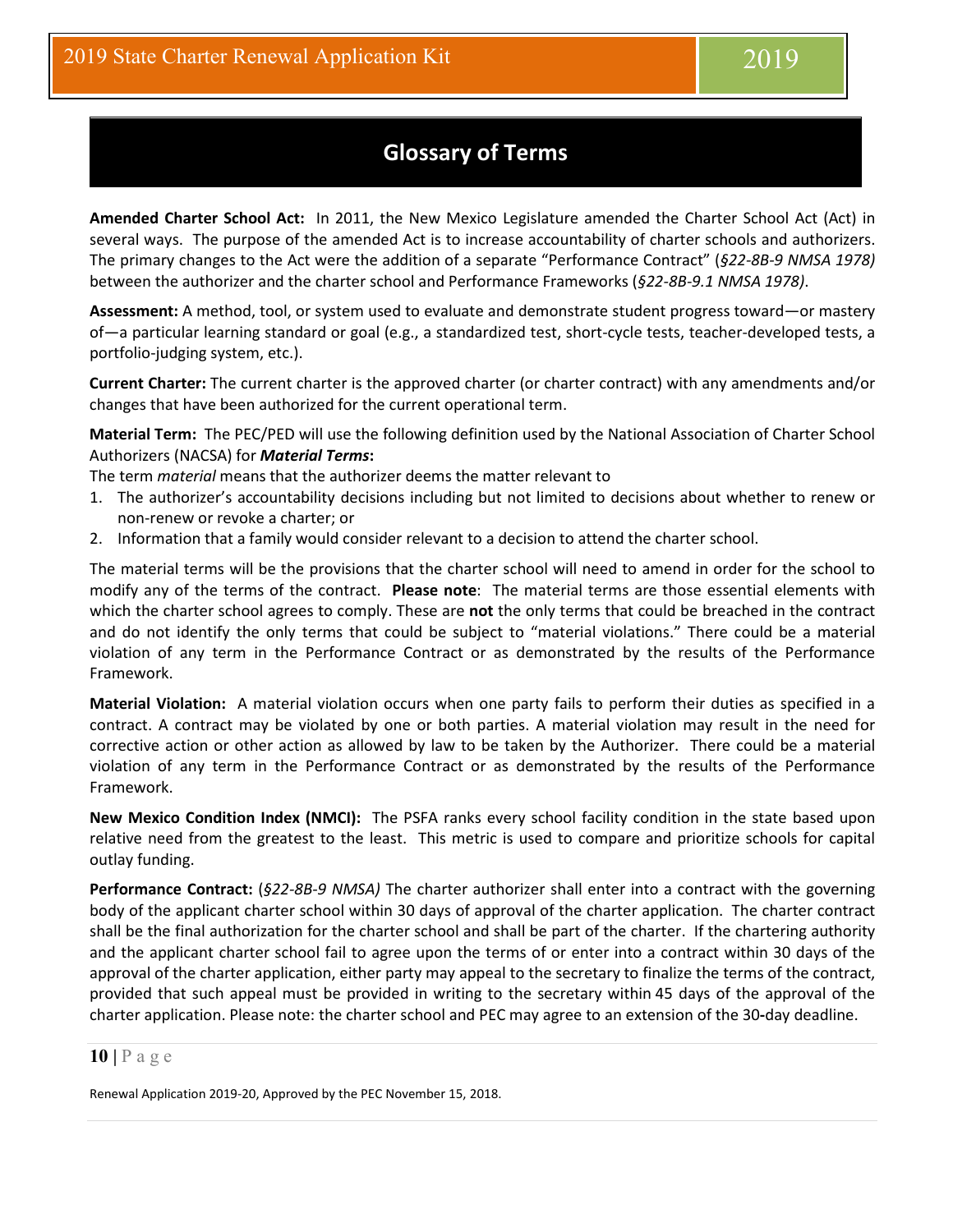# Glossary of Terms

**Amended Charter School Act:** In 2011, the New Mexico Legislature amended the Charter School Act (Act) in several ways. The purpose of the amended Act is to increase accountability of charter schools and authorizers. The primary changes to the Act were the addition of a separate "Performance Contract" (*§22-8B-9 NMSA 1978)* between the authorizer and the charter school and Performance Frameworks (*§22-8B-9.1 NMSA 1978)*.

**Assessment:** A method, tool, or system used to evaluate and demonstrate student progress toward—or mastery of—a particular learning standard or goal (e.g., a standardized test, short-cycle tests, teacher-developed tests, a portfolio-judging system, etc.).

**Current Charter:** The current charter is the approved charter (or charter contract) with any amendments and/or changes that have been authorized for the current operational term.

**Material Term:** The PEC/PED will use the following definition used by the National Association of Charter School Authorizers (NACSA) for ***Material Terms*:**
The term *material* means that the authorizer deems the matter relevant to

1. The authorizer's accountability decisions including but not limited to decisions about whether to renew or non-renew or revoke a charter; or
2. Information that a family would consider relevant to a decision to attend the charter school.

The material terms will be the provisions that the charter school will need to amend in order for the school to modify any of the terms of the contract. **Please note**: The material terms are those essential elements with which the charter school agrees to comply. These are **not** the only terms that could be breached in the contract and do not identify the only terms that could be subject to "material violations." There could be a material violation of any term in the Performance Contract or as demonstrated by the results of the Performance Framework.

**Material Violation:** A material violation occurs when one party fails to perform their duties as specified in a contract. A contract may be violated by one or both parties. A material violation may result in the need for corrective action or other action as allowed by law to be taken by the Authorizer. There could be a material violation of any term in the Performance Contract or as demonstrated by the results of the Performance Framework.

**New Mexico Condition Index (NMCI):** The PSFA ranks every school facility condition in the state based upon relative need from the greatest to the least. This metric is used to compare and prioritize schools for capital outlay funding.

**Performance Contract:** (*§22-8B-9 NMSA)* The charter authorizer shall enter into a contract with the governing body of the applicant charter school within 30 days of approval of the charter application. The charter contract shall be the final authorization for the charter school and shall be part of the charter. If the chartering authority and the applicant charter school fail to agree upon the terms of or enter into a contract within 30 days of the approval of the charter application, either party may appeal to the secretary to finalize the terms of the contract, provided that such appeal must be provided in writing to the secretary within 45 days of the approval of the charter application. Please note: the charter school and PEC may agree to an extension of the 30-day deadline.

Renewal Application 2019-20, Approved by the PEC November 15, 2018.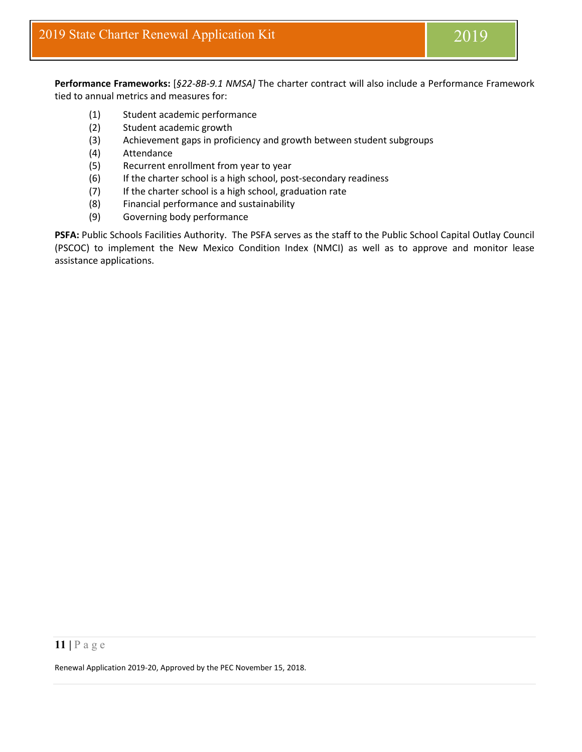**Performance Frameworks:** [*§22-8B-9.1 NMSA]* The charter contract will also include a Performance Framework tied to annual metrics and measures for:

(1) Student academic performance
(2) Student academic growth
(3) Achievement gaps in proficiency and growth between student subgroups
(4) Attendance
(5) Recurrent enrollment from year to year
(6) If the charter school is a high school, post-secondary readiness
(7) If the charter school is a high school, graduation rate
(8) Financial performance and sustainability
(9) Governing body performance

**PSFA:** Public Schools Facilities Authority. The PSFA serves as the staff to the Public School Capital Outlay Council (PSCOC) to implement the New Mexico Condition Index (NMCI) as well as to approve and monitor lease assistance applications.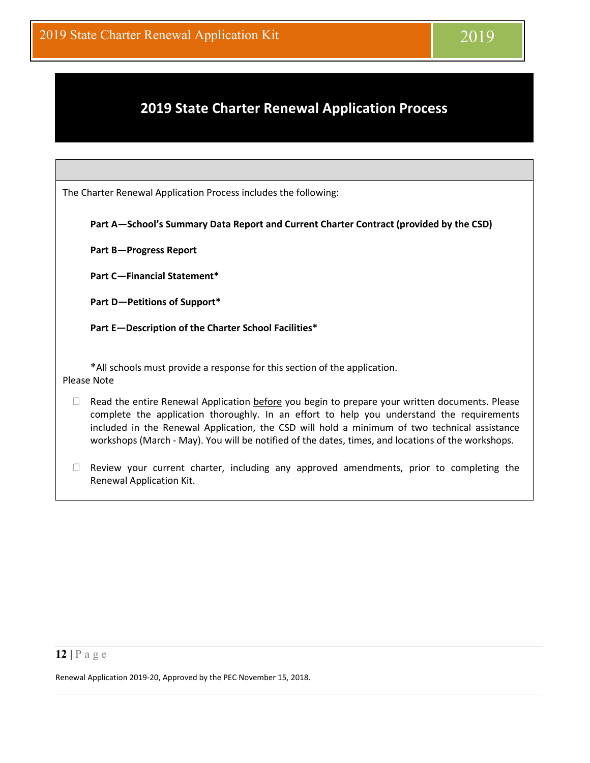# 2019 State Charter Renewal Application Process

The Charter Renewal Application Process includes the following:

**Part A—School's Summary Data Report and Current Charter Contract (provided by the CSD)**

**Part B—Progress Report**

**Part C—Financial Statement***

**Part D—Petitions of Support***

**Part E—Description of the Charter School Facilities***

*All schools must provide a response for this section of the application.

Please Note

- Read the entire Renewal Application before you begin to prepare your written documents. Please complete the application thoroughly. In an effort to help you understand the requirements included in the Renewal Application, the CSD will hold a minimum of two technical assistance workshops (March - May). You will be notified of the dates, times, and locations of the workshops.
- Review your current charter, including any approved amendments, prior to completing the Renewal Application Kit.

Renewal Application 2019-20, Approved by the PEC November 15, 2018.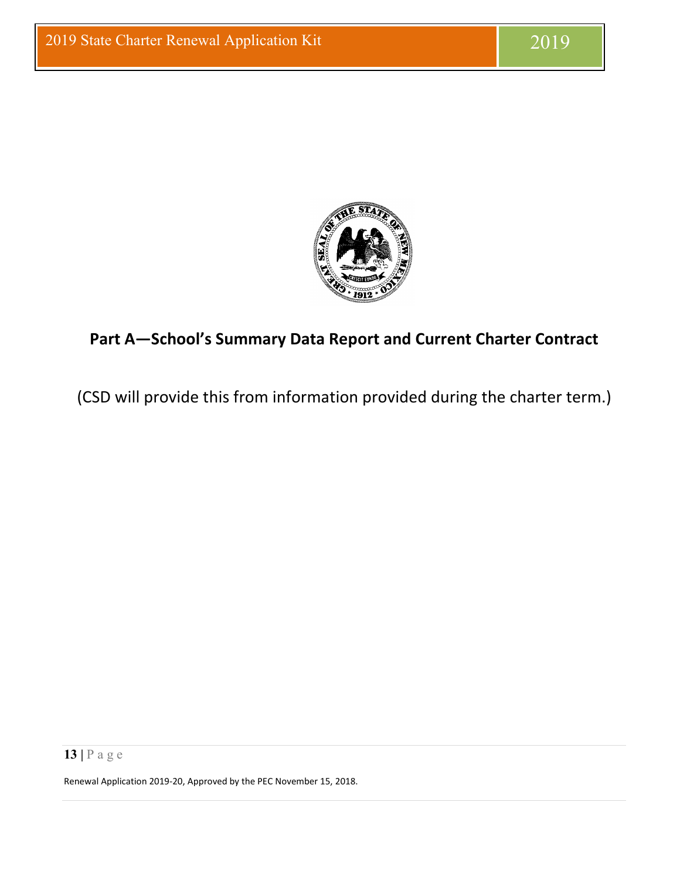# Part A—School's Summary Data Report and Current Charter Contract

(CSD will provide this from information provided during the charter term.)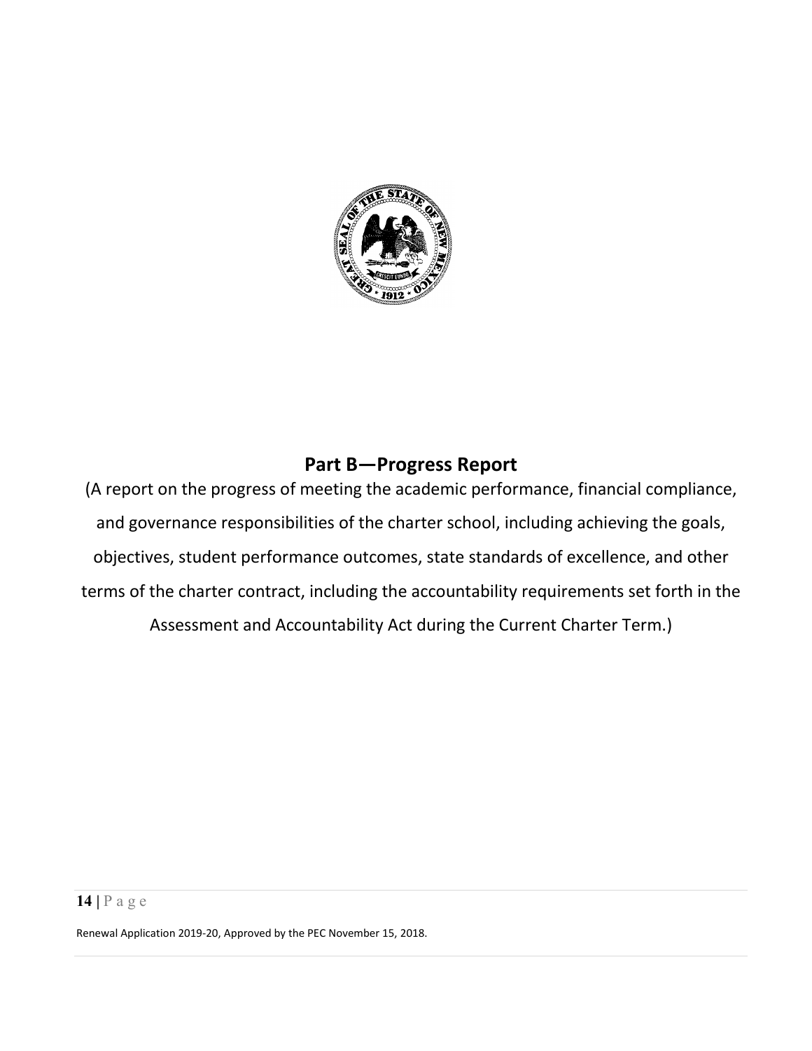## Part B—Progress Report

(A report on the progress of meeting the academic performance, financial compliance, and governance responsibilities of the charter school, including achieving the goals, objectives, student performance outcomes, state standards of excellence, and other terms of the charter contract, including the accountability requirements set forth in the Assessment and Accountability Act during the Current Charter Term.)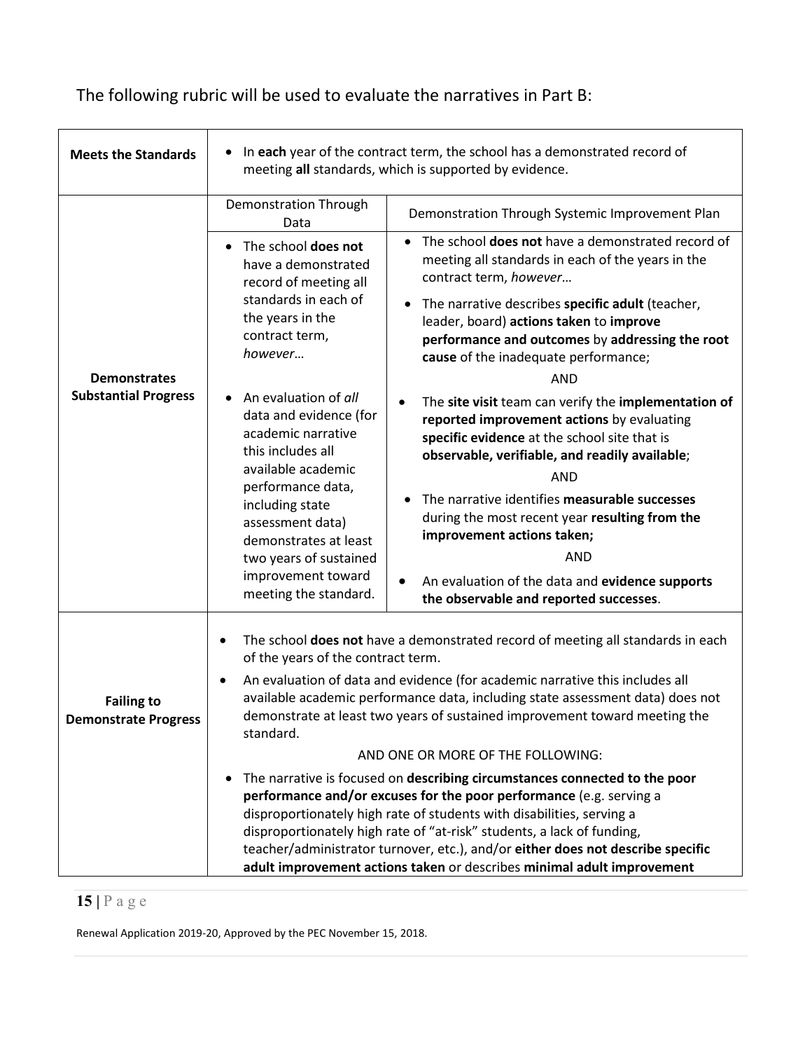The following rubric will be used to evaluate the narratives in Part B:

| | | |
|---|---|---|
| **Meets the Standards** | • In **each** year of the contract term, the school has a demonstrated record of meeting **all** standards, which is supported by evidence. | |
| **Demonstrates Substantial Progress** | Demonstration Through Data | Demonstration Through Systemic Improvement Plan |
| | • The school **does not** have a demonstrated record of meeting all standards in each of the years in the contract term, *however…*<br><br>• An evaluation of *all* data and evidence (for academic narrative this includes all available academic performance data, including state assessment data) demonstrates at least two years of sustained improvement toward meeting the standard. | • The school **does not** have a demonstrated record of meeting all standards in each of the years in the contract term, *however…*<br><br>• The narrative describes **specific adult** (teacher, leader, board) **actions taken** to **improve performance and outcomes** by **addressing the root cause** of the inadequate performance;<br>AND<br>• The **site visit** team can verify the **implementation of reported improvement actions** by evaluating **specific evidence** at the school site that is **observable, verifiable, and readily available**;<br>AND<br>• The narrative identifies **measurable successes** during the most recent year **resulting from the improvement actions taken;**<br>AND<br>• An evaluation of the data and **evidence supports the observable and reported successes**. |
| **Failing to Demonstrate Progress** | • The school **does not** have a demonstrated record of meeting all standards in each of the years of the contract term.<br><br>• An evaluation of data and evidence (for academic narrative this includes all available academic performance data, including state assessment data) does not demonstrate at least two years of sustained improvement toward meeting the standard.<br><br>AND ONE OR MORE OF THE FOLLOWING:<br><br>• The narrative is focused on **describing circumstances connected to the poor performance and/or excuses for the poor performance** (e.g. serving a disproportionately high rate of students with disabilities, serving a disproportionately high rate of "at-risk" students, a lack of funding, teacher/administrator turnover, etc.), and/or **either does not describe specific adult improvement actions taken** or describes **minimal adult improvement** | |

Renewal Application 2019-20, Approved by the PEC November 15, 2018.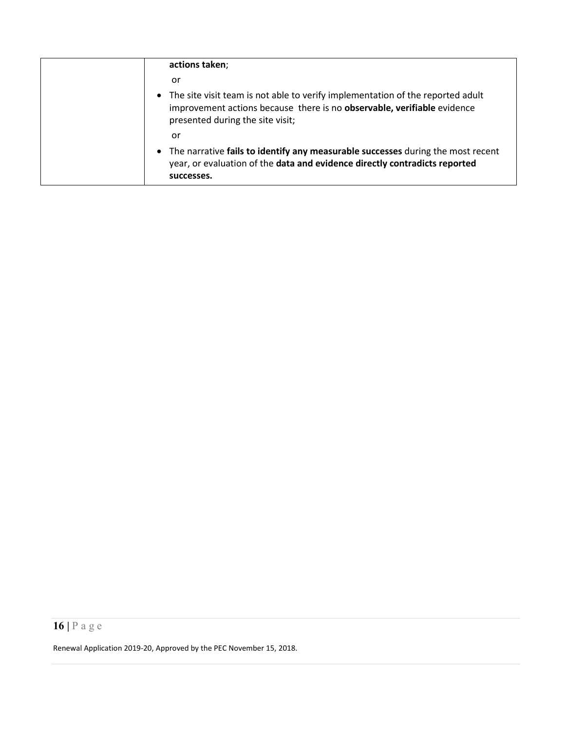| | **actions taken**;<br>or<br>• The site visit team is not able to verify implementation of the reported adult improvement actions because there is no **observable, verifiable** evidence presented during the site visit;<br>or<br>• The narrative **fails to identify any measurable successes** during the most recent year, or evaluation of the **data and evidence directly contradicts reported successes.** |
| --- | --- |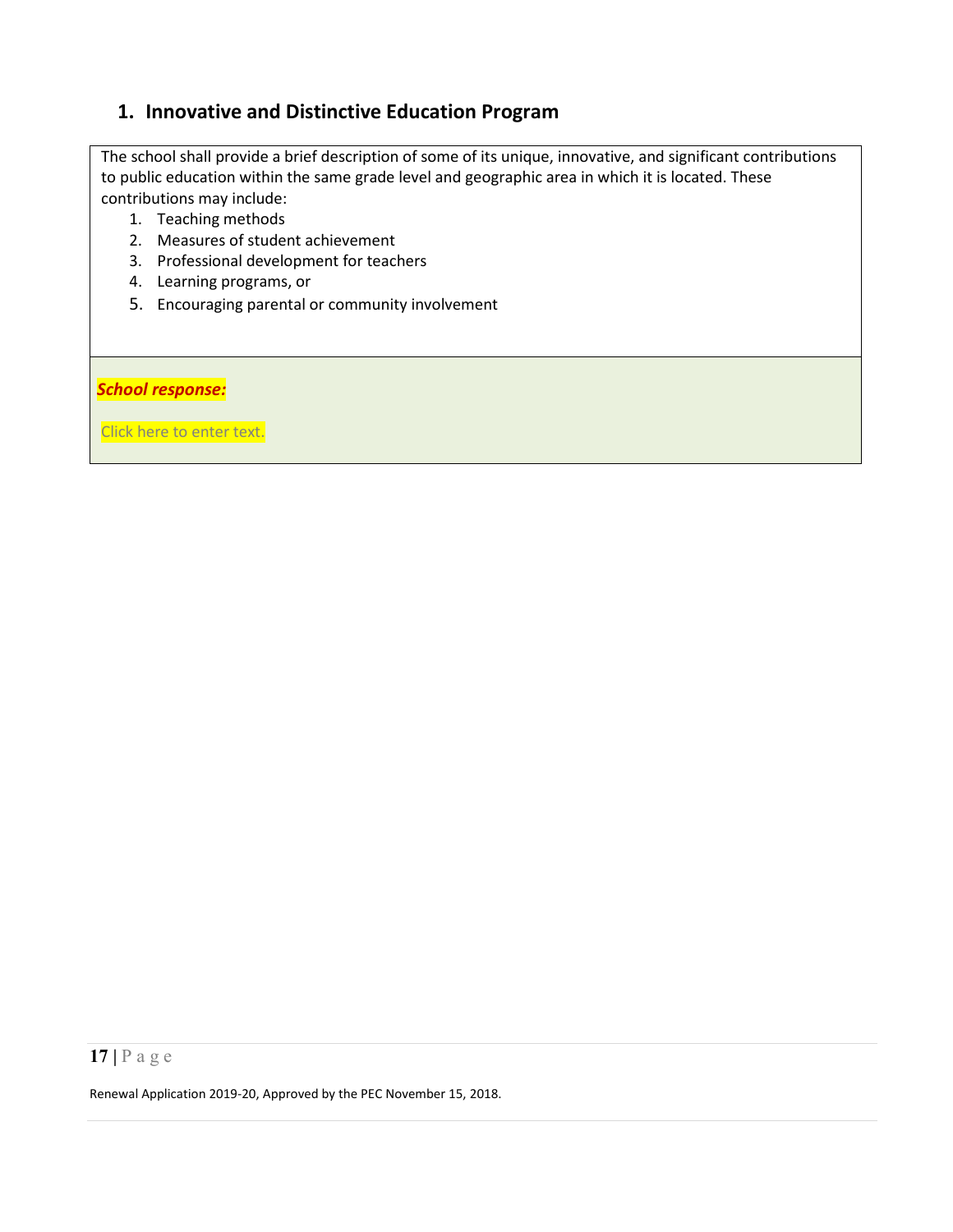## 1. Innovative and Distinctive Education Program

The school shall provide a brief description of some of its unique, innovative, and significant contributions to public education within the same grade level and geographic area in which it is located. These contributions may include:

1. Teaching methods
2. Measures of student achievement
3. Professional development for teachers
4. Learning programs, or
5. Encouraging parental or community involvement

***School response:***

Click here to enter text.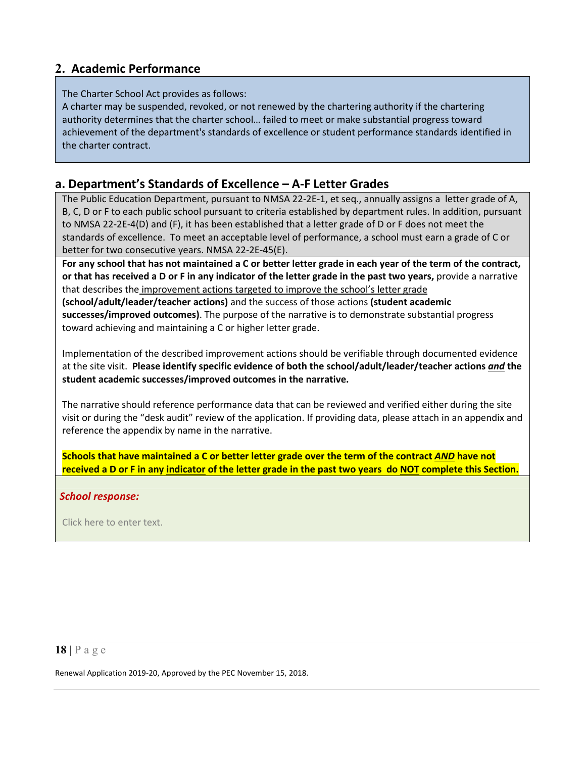## 2. Academic Performance

The Charter School Act provides as follows:
A charter may be suspended, revoked, or not renewed by the chartering authority if the chartering authority determines that the charter school… failed to meet or make substantial progress toward achievement of the department's standards of excellence or student performance standards identified in the charter contract.

## a. Department's Standards of Excellence – A-F Letter Grades

The Public Education Department, pursuant to NMSA 22-2E-1, et seq., annually assigns a letter grade of A, B, C, D or F to each public school pursuant to criteria established by department rules. In addition, pursuant to NMSA 22-2E-4(D) and (F), it has been established that a letter grade of D or F does not meet the standards of excellence. To meet an acceptable level of performance, a school must earn a grade of C or better for two consecutive years. NMSA 22-2E-45(E).

**For any school that has not maintained a C or better letter grade in each year of the term of the contract, or that has received a D or F in any indicator of the letter grade in the past two years,** provide a narrative that describes the improvement actions targeted to improve the school's letter grade **(school/adult/leader/teacher actions)** and the success of those actions **(student academic successes/improved outcomes)**. The purpose of the narrative is to demonstrate substantial progress toward achieving and maintaining a C or higher letter grade.

Implementation of the described improvement actions should be verifiable through documented evidence at the site visit. **Please identify specific evidence of both the school/adult/leader/teacher actions *and* the student academic successes/improved outcomes in the narrative.**

The narrative should reference performance data that can be reviewed and verified either during the site visit or during the "desk audit" review of the application. If providing data, please attach in an appendix and reference the appendix by name in the narrative.

**Schools that have maintained a C or better letter grade over the term of the contract *AND* have not received a D or F in any indicator of the letter grade in the past two years do NOT complete this Section.**

***School response:***

Click here to enter text.

Renewal Application 2019-20, Approved by the PEC November 15, 2018.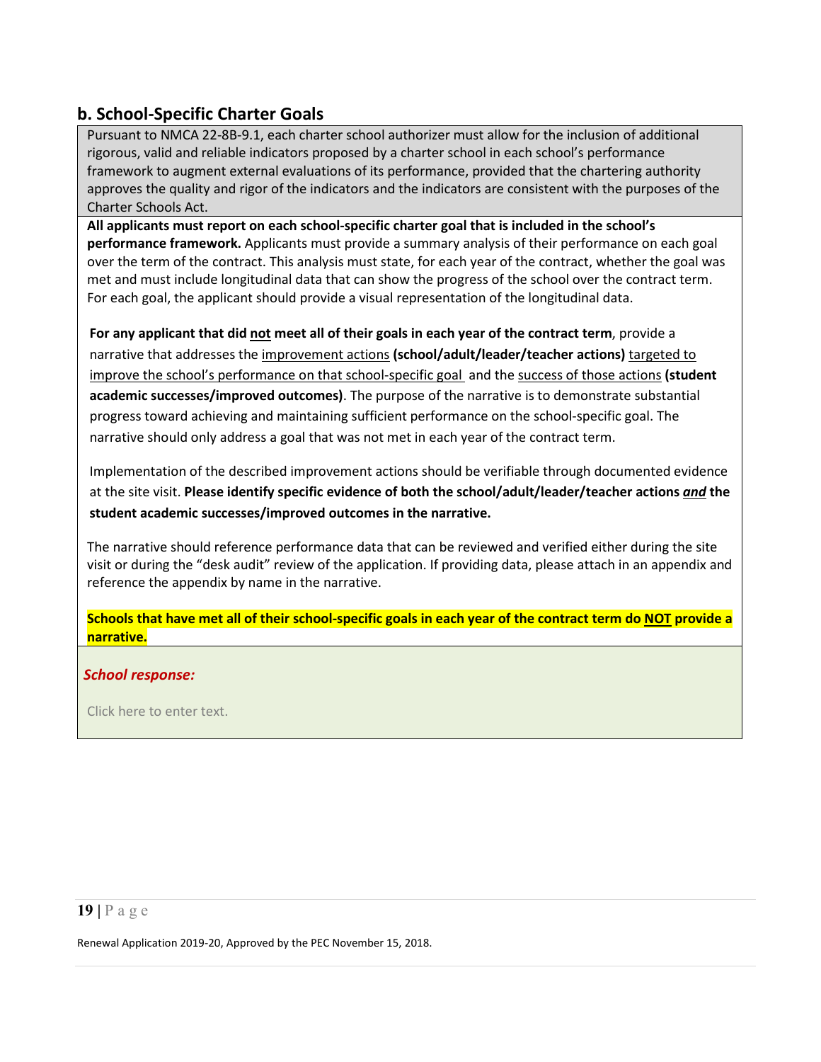## b. School-Specific Charter Goals

Pursuant to NMCA 22-8B-9.1, each charter school authorizer must allow for the inclusion of additional rigorous, valid and reliable indicators proposed by a charter school in each school's performance framework to augment external evaluations of its performance, provided that the chartering authority approves the quality and rigor of the indicators and the indicators are consistent with the purposes of the Charter Schools Act.

**All applicants must report on each school-specific charter goal that is included in the school's performance framework.** Applicants must provide a summary analysis of their performance on each goal over the term of the contract. This analysis must state, for each year of the contract, whether the goal was met and must include longitudinal data that can show the progress of the school over the contract term. For each goal, the applicant should provide a visual representation of the longitudinal data.

**For any applicant that did not meet all of their goals in each year of the contract term**, provide a narrative that addresses the improvement actions **(school/adult/leader/teacher actions)** targeted to improve the school's performance on that school-specific goal and the success of those actions **(student academic successes/improved outcomes)**. The purpose of the narrative is to demonstrate substantial progress toward achieving and maintaining sufficient performance on the school-specific goal. The narrative should only address a goal that was not met in each year of the contract term.

Implementation of the described improvement actions should be verifiable through documented evidence at the site visit. **Please identify specific evidence of both the school/adult/leader/teacher actions *and* the student academic successes/improved outcomes in the narrative.**

The narrative should reference performance data that can be reviewed and verified either during the site visit or during the "desk audit" review of the application. If providing data, please attach in an appendix and reference the appendix by name in the narrative.

**Schools that have met all of their school-specific goals in each year of the contract term do NOT provide a narrative.**

***School response:***

Click here to enter text.

Renewal Application 2019-20, Approved by the PEC November 15, 2018.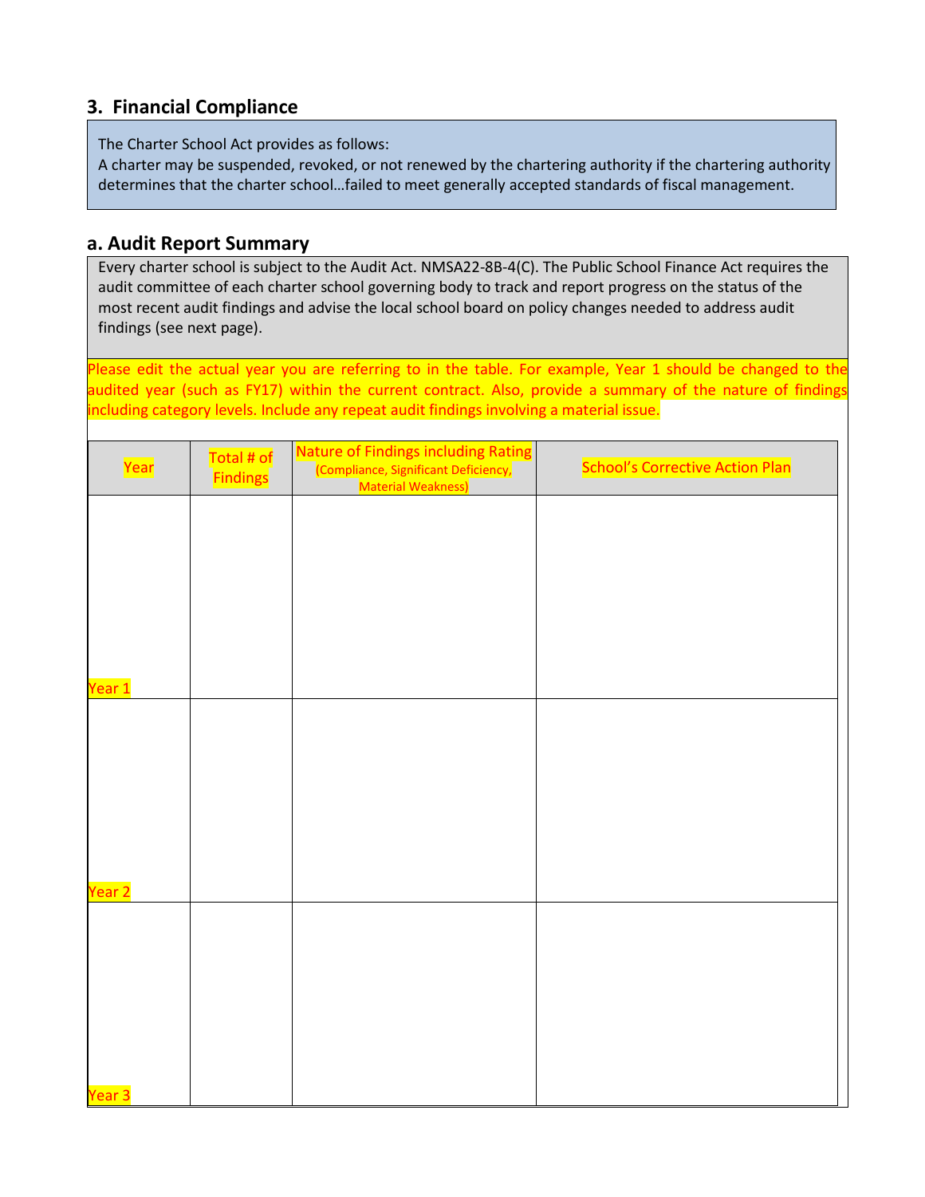## 3. Financial Compliance

The Charter School Act provides as follows:
A charter may be suspended, revoked, or not renewed by the chartering authority if the chartering authority determines that the charter school…failed to meet generally accepted standards of fiscal management.

## a. Audit Report Summary

Every charter school is subject to the Audit Act. NMSA22-8B-4(C). The Public School Finance Act requires the audit committee of each charter school governing body to track and report progress on the status of the most recent audit findings and advise the local school board on policy changes needed to address audit findings (see next page).

Please edit the actual year you are referring to in the table. For example, Year 1 should be changed to the audited year (such as FY17) within the current contract. Also, provide a summary of the nature of findings including category levels. Include any repeat audit findings involving a material issue.

| Year | Total # of Findings | Nature of Findings including Rating (Compliance, Significant Deficiency, Material Weakness) | School's Corrective Action Plan |
|---|---|---|---|
| Year 1 | | | |
| Year 2 | | | |
| Year 3 | | | |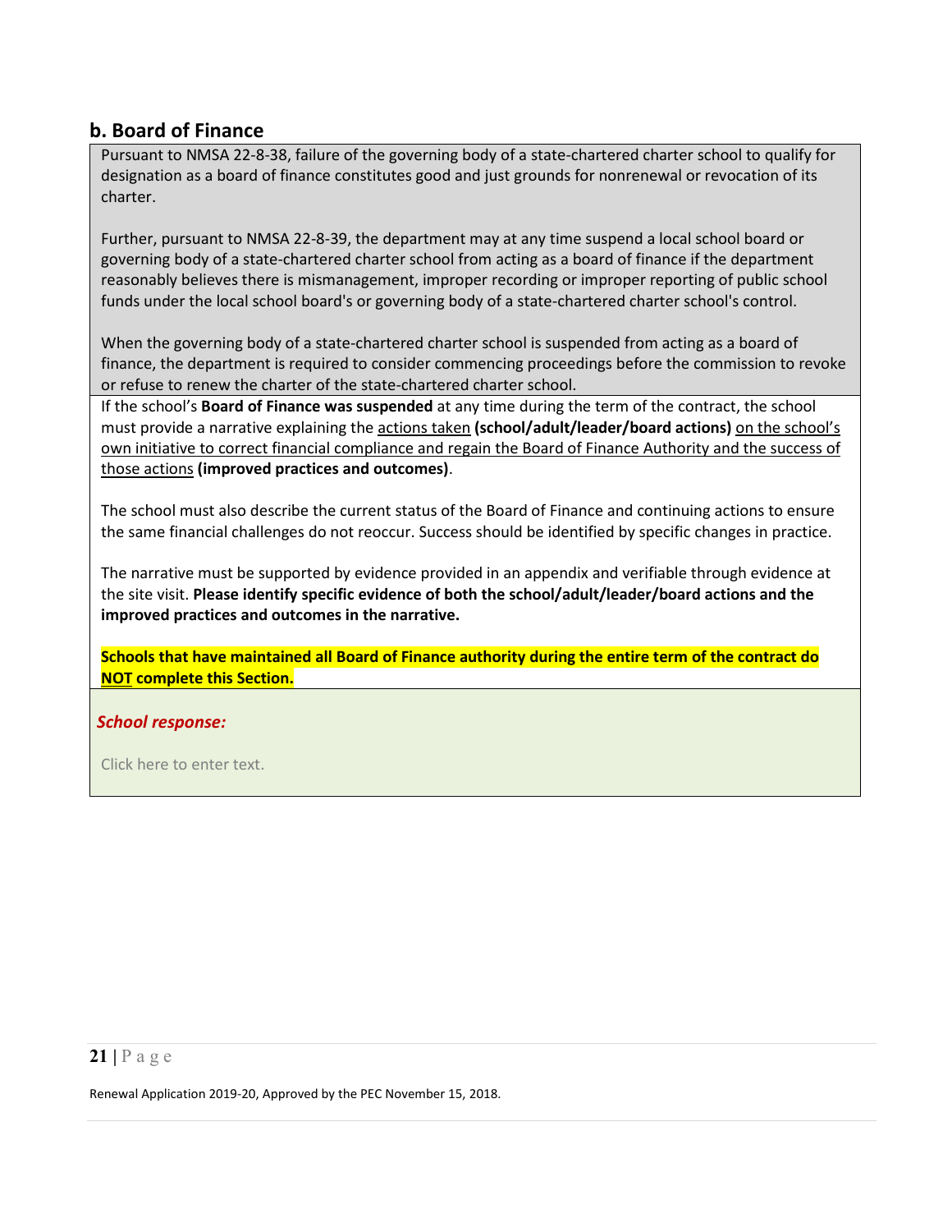## b. Board of Finance

Pursuant to NMSA 22-8-38, failure of the governing body of a state-chartered charter school to qualify for designation as a board of finance constitutes good and just grounds for nonrenewal or revocation of its charter.

Further, pursuant to NMSA 22-8-39, the department may at any time suspend a local school board or governing body of a state-chartered charter school from acting as a board of finance if the department reasonably believes there is mismanagement, improper recording or improper reporting of public school funds under the local school board's or governing body of a state-chartered charter school's control.

When the governing body of a state-chartered charter school is suspended from acting as a board of finance, the department is required to consider commencing proceedings before the commission to revoke or refuse to renew the charter of the state-chartered charter school.

If the school's **Board of Finance was suspended** at any time during the term of the contract, the school must provide a narrative explaining the actions taken **(school/adult/leader/board actions)** on the school's own initiative to correct financial compliance and regain the Board of Finance Authority and the success of those actions **(improved practices and outcomes)**.

The school must also describe the current status of the Board of Finance and continuing actions to ensure the same financial challenges do not reoccur. Success should be identified by specific changes in practice.

The narrative must be supported by evidence provided in an appendix and verifiable through evidence at the site visit. **Please identify specific evidence of both the school/adult/leader/board actions and the improved practices and outcomes in the narrative.**

**Schools that have maintained all Board of Finance authority during the entire term of the contract do NOT complete this Section.**

***School response:***

Click here to enter text.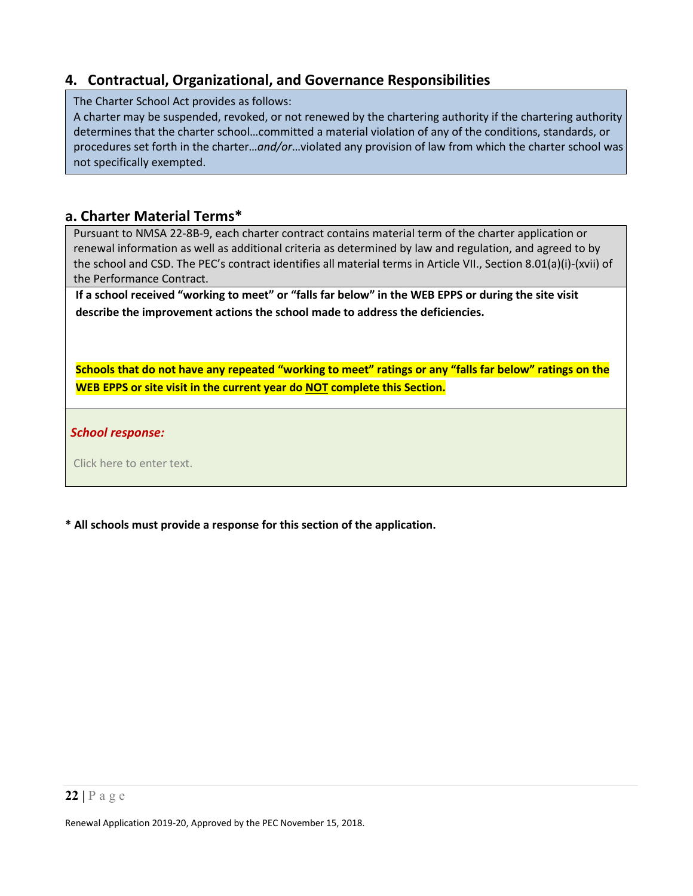## 4. Contractual, Organizational, and Governance Responsibilities

The Charter School Act provides as follows:
A charter may be suspended, revoked, or not renewed by the chartering authority if the chartering authority determines that the charter school…committed a material violation of any of the conditions, standards, or procedures set forth in the charter…*and/or*…violated any provision of law from which the charter school was not specifically exempted.

### a. Charter Material Terms*

Pursuant to NMSA 22-8B-9, each charter contract contains material term of the charter application or renewal information as well as additional criteria as determined by law and regulation, and agreed to by the school and CSD. The PEC's contract identifies all material terms in Article VII., Section 8.01(a)(i)-(xvii) of the Performance Contract.

**If a school received "working to meet" or "falls far below" in the WEB EPPS or during the site visit describe the improvement actions the school made to address the deficiencies.**

**Schools that do not have any repeated "working to meet" ratings or any "falls far below" ratings on the WEB EPPS or site visit in the current year do NOT complete this Section.**

***School response:***

Click here to enter text.

**\* All schools must provide a response for this section of the application.**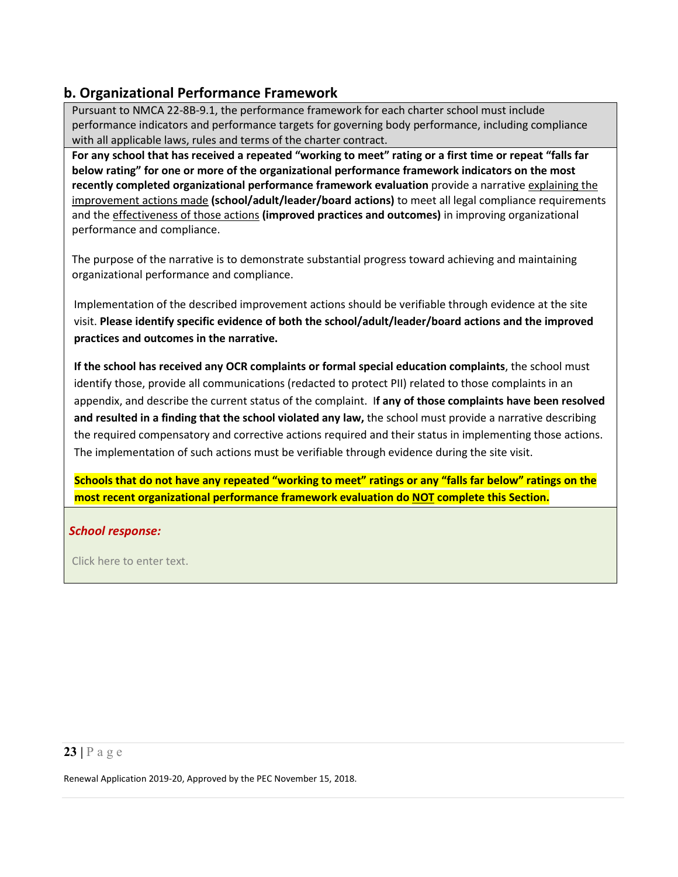## b. Organizational Performance Framework

Pursuant to NMCA 22-8B-9.1, the performance framework for each charter school must include performance indicators and performance targets for governing body performance, including compliance with all applicable laws, rules and terms of the charter contract.

**For any school that has received a repeated "working to meet" rating or a first time or repeat "falls far below rating" for one or more of the organizational performance framework indicators on the most recently completed organizational performance framework evaluation** provide a narrative explaining the improvement actions made **(school/adult/leader/board actions)** to meet all legal compliance requirements and the effectiveness of those actions **(improved practices and outcomes)** in improving organizational performance and compliance.

The purpose of the narrative is to demonstrate substantial progress toward achieving and maintaining organizational performance and compliance.

Implementation of the described improvement actions should be verifiable through evidence at the site visit. **Please identify specific evidence of both the school/adult/leader/board actions and the improved practices and outcomes in the narrative.**

**If the school has received any OCR complaints or formal special education complaints**, the school must identify those, provide all communications (redacted to protect PII) related to those complaints in an appendix, and describe the current status of the complaint. I**f any of those complaints have been resolved and resulted in a finding that the school violated any law,** the school must provide a narrative describing the required compensatory and corrective actions required and their status in implementing those actions. The implementation of such actions must be verifiable through evidence during the site visit.

**Schools that do not have any repeated "working to meet" ratings or any "falls far below" ratings on the most recent organizational performance framework evaluation do NOT complete this Section.**

***School response:***

Click here to enter text.

Renewal Application 2019-20, Approved by the PEC November 15, 2018.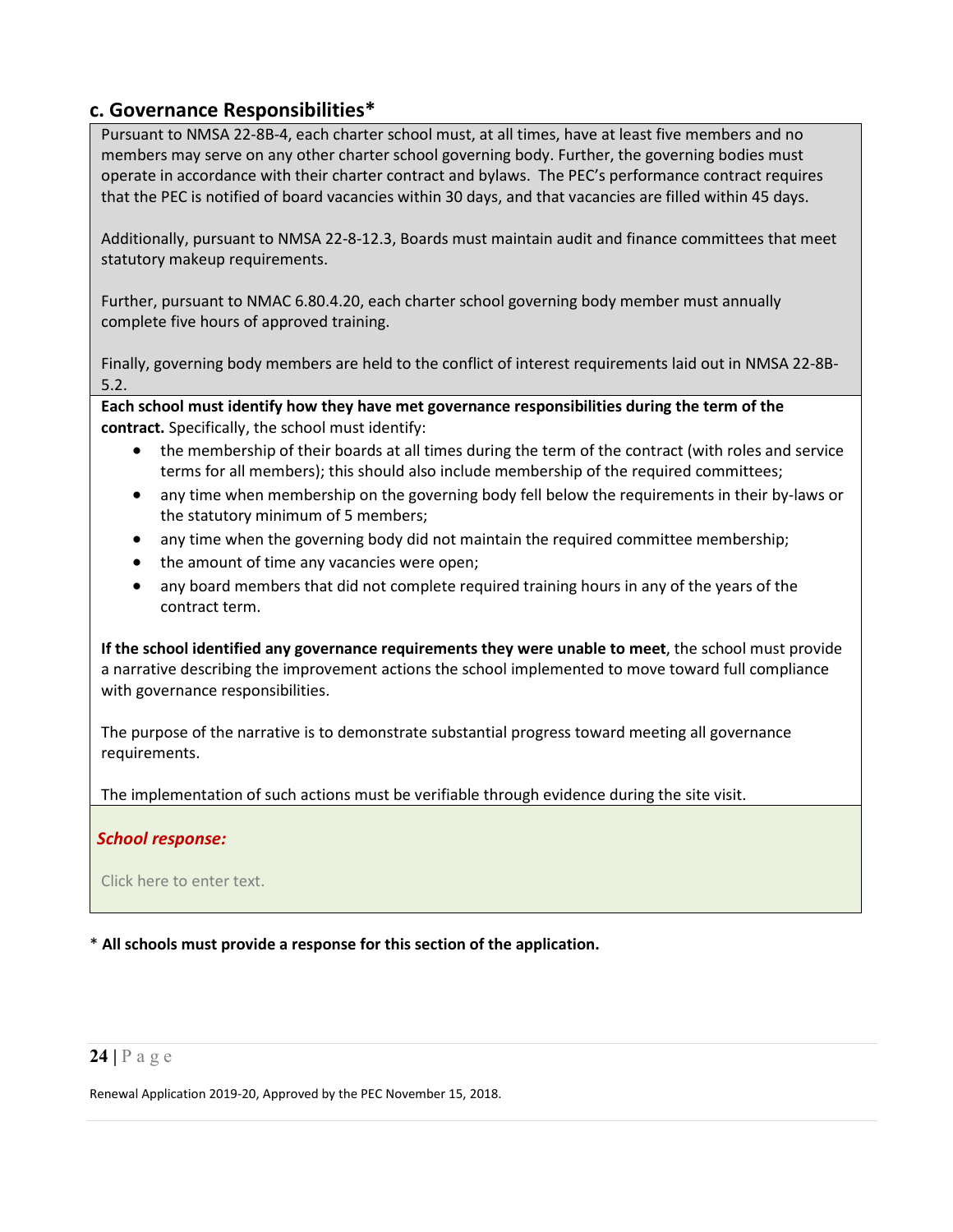## c. Governance Responsibilities*

Pursuant to NMSA 22-8B-4, each charter school must, at all times, have at least five members and no members may serve on any other charter school governing body. Further, the governing bodies must operate in accordance with their charter contract and bylaws. The PEC's performance contract requires that the PEC is notified of board vacancies within 30 days, and that vacancies are filled within 45 days.

Additionally, pursuant to NMSA 22-8-12.3, Boards must maintain audit and finance committees that meet statutory makeup requirements.

Further, pursuant to NMAC 6.80.4.20, each charter school governing body member must annually complete five hours of approved training.

Finally, governing body members are held to the conflict of interest requirements laid out in NMSA 22-8B-5.2.

**Each school must identify how they have met governance responsibilities during the term of the contract.** Specifically, the school must identify:

- the membership of their boards at all times during the term of the contract (with roles and service terms for all members); this should also include membership of the required committees;
- any time when membership on the governing body fell below the requirements in their by-laws or the statutory minimum of 5 members;
- any time when the governing body did not maintain the required committee membership;
- the amount of time any vacancies were open;
- any board members that did not complete required training hours in any of the years of the contract term.

**If the school identified any governance requirements they were unable to meet**, the school must provide a narrative describing the improvement actions the school implemented to move toward full compliance with governance responsibilities.

The purpose of the narrative is to demonstrate substantial progress toward meeting all governance requirements.

The implementation of such actions must be verifiable through evidence during the site visit.

***School response:***

Click here to enter text.

\* **All schools must provide a response for this section of the application.**

Renewal Application 2019-20, Approved by the PEC November 15, 2018.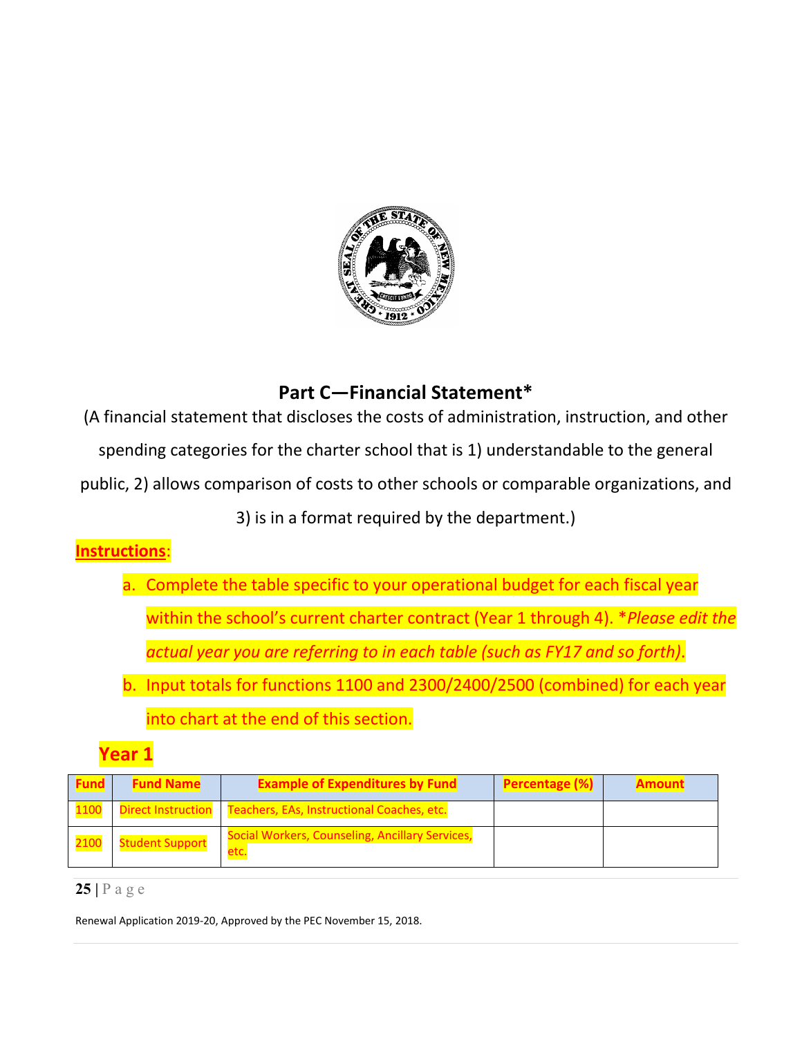## Part C—Financial Statement*

(A financial statement that discloses the costs of administration, instruction, and other spending categories for the charter school that is 1) understandable to the general public, 2) allows comparison of costs to other schools or comparable organizations, and 3) is in a format required by the department.)

**Instructions**:

a. Complete the table specific to your operational budget for each fiscal year within the school's current charter contract (Year 1 through 4). **Please edit the actual year you are referring to in each table (such as FY17 and so forth)*.
b. Input totals for functions 1100 and 2300/2400/2500 (combined) for each year into chart at the end of this section.

### Year 1

| Fund | Fund Name | Example of Expenditures by Fund | Percentage (%) | Amount |
|---|---|---|---|---|
| 1100 | Direct Instruction | Teachers, EAs, Instructional Coaches, etc. | | |
| 2100 | Student Support | Social Workers, Counseling, Ancillary Services, etc. | | |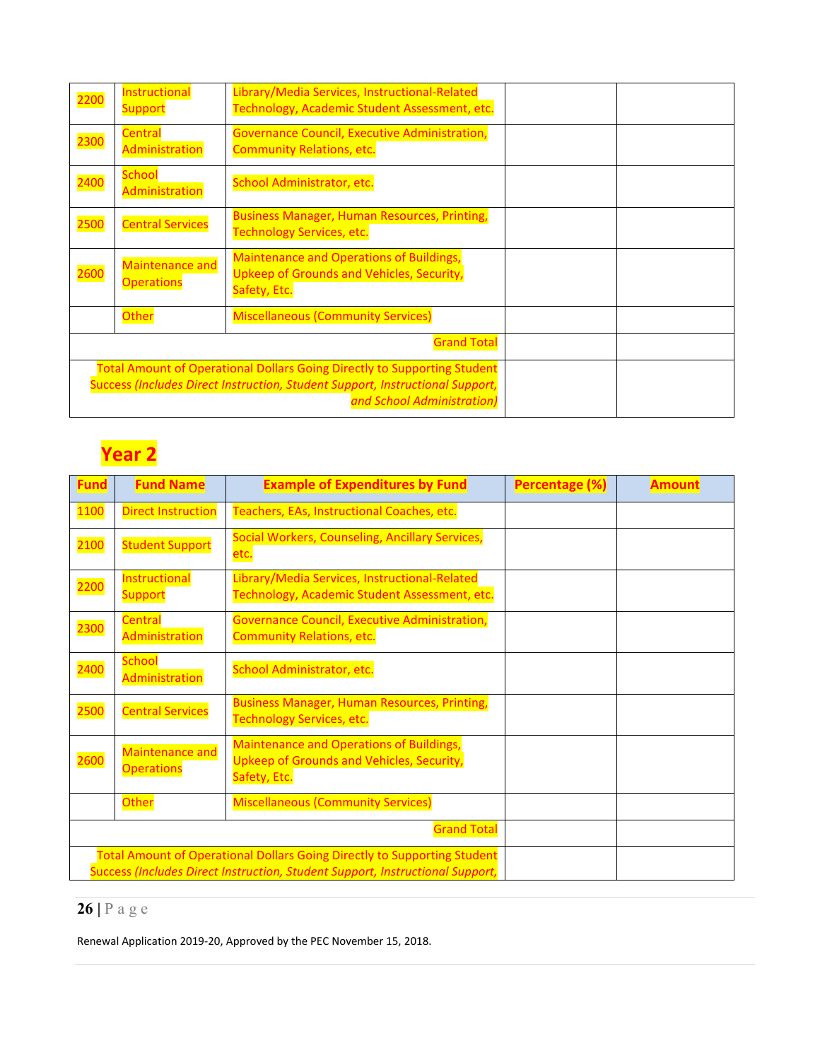| | | | | |
|---|---|---|---|---|
| 2200 | Instructional Support | Library/Media Services, Instructional-Related Technology, Academic Student Assessment, etc. | | |
| 2300 | Central Administration | Governance Council, Executive Administration, Community Relations, etc. | | |
| 2400 | School Administration | School Administrator, etc. | | |
| 2500 | Central Services | Business Manager, Human Resources, Printing, Technology Services, etc. | | |
| 2600 | Maintenance and Operations | Maintenance and Operations of Buildings, Upkeep of Grounds and Vehicles, Security, Safety, Etc. | | |
| | Other | Miscellaneous (Community Services) | | |
| | | Grand Total | | |
| | | Total Amount of Operational Dollars Going Directly to Supporting Student Success *(Includes Direct Instruction, Student Support, Instructional Support, and School Administration)* | | |

## Year 2

| Fund | Fund Name | Example of Expenditures by Fund | Percentage (%) | Amount |
|---|---|---|---|---|
| 1100 | Direct Instruction | Teachers, EAs, Instructional Coaches, etc. | | |
| 2100 | Student Support | Social Workers, Counseling, Ancillary Services, etc. | | |
| 2200 | Instructional Support | Library/Media Services, Instructional-Related Technology, Academic Student Assessment, etc. | | |
| 2300 | Central Administration | Governance Council, Executive Administration, Community Relations, etc. | | |
| 2400 | School Administration | School Administrator, etc. | | |
| 2500 | Central Services | Business Manager, Human Resources, Printing, Technology Services, etc. | | |
| 2600 | Maintenance and Operations | Maintenance and Operations of Buildings, Upkeep of Grounds and Vehicles, Security, Safety, Etc. | | |
| | Other | Miscellaneous (Community Services) | | |
| | | Grand Total | | |
| | | Total Amount of Operational Dollars Going Directly to Supporting Student Success *(Includes Direct Instruction, Student Support, Instructional Support,* | | |

Renewal Application 2019-20, Approved by the PEC November 15, 2018.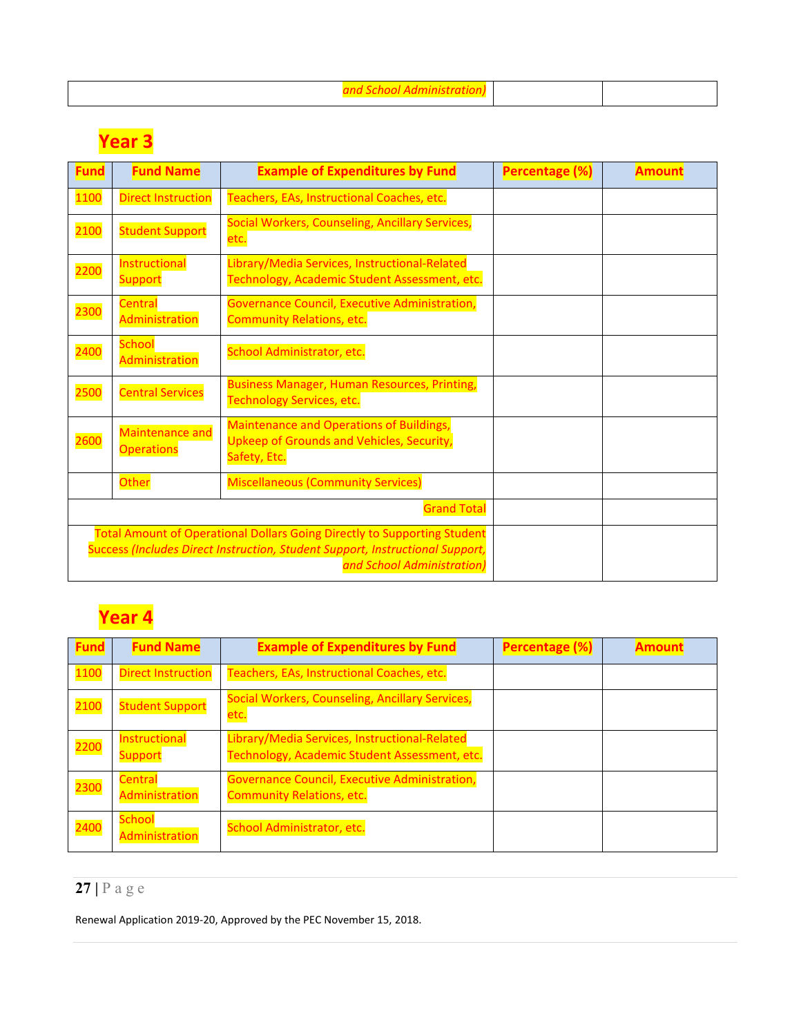| | | | | |
|---|---|---|---|---|
| *and School Administration)* | | | | |

## Year 3

| Fund | Fund Name | Example of Expenditures by Fund | Percentage (%) | Amount |
|---|---|---|---|---|
| 1100 | Direct Instruction | Teachers, EAs, Instructional Coaches, etc. | | |
| 2100 | Student Support | Social Workers, Counseling, Ancillary Services, etc. | | |
| 2200 | Instructional Support | Library/Media Services, Instructional-Related Technology, Academic Student Assessment, etc. | | |
| 2300 | Central Administration | Governance Council, Executive Administration, Community Relations, etc. | | |
| 2400 | School Administration | School Administrator, etc. | | |
| 2500 | Central Services | Business Manager, Human Resources, Printing, Technology Services, etc. | | |
| 2600 | Maintenance and Operations | Maintenance and Operations of Buildings, Upkeep of Grounds and Vehicles, Security, Safety, Etc. | | |
| | Other | Miscellaneous (Community Services) | | |
| | | Grand Total | | |
| | | Total Amount of Operational Dollars Going Directly to Supporting Student Success *(Includes Direct Instruction, Student Support, Instructional Support, and School Administration)* | | |

## Year 4

| Fund | Fund Name | Example of Expenditures by Fund | Percentage (%) | Amount |
|---|---|---|---|---|
| 1100 | Direct Instruction | Teachers, EAs, Instructional Coaches, etc. | | |
| 2100 | Student Support | Social Workers, Counseling, Ancillary Services, etc. | | |
| 2200 | Instructional Support | Library/Media Services, Instructional-Related Technology, Academic Student Assessment, etc. | | |
| 2300 | Central Administration | Governance Council, Executive Administration, Community Relations, etc. | | |
| 2400 | School Administration | School Administrator, etc. | | |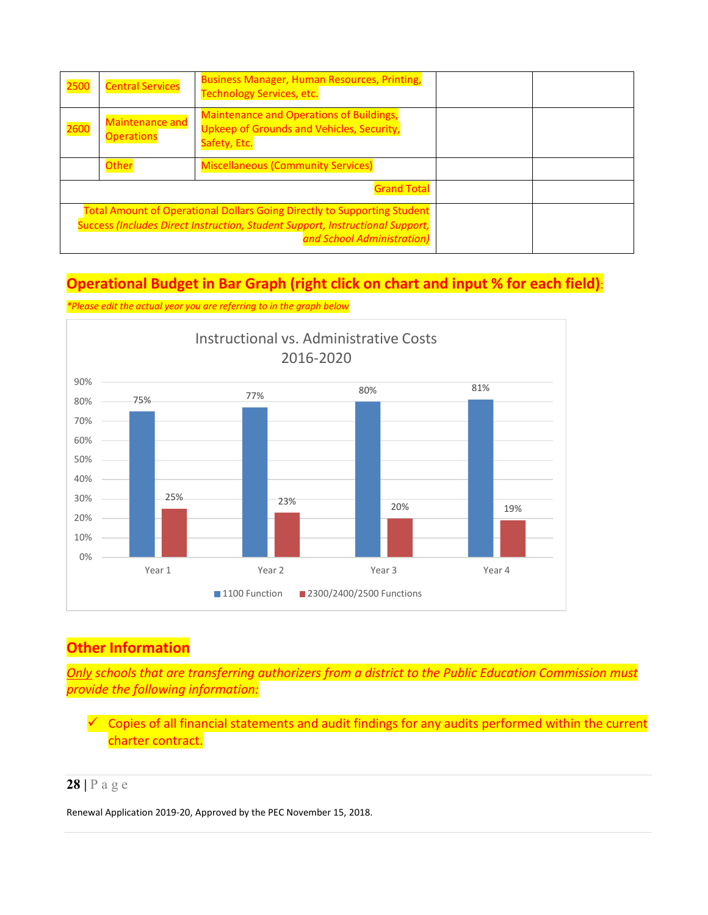| 2500 | Central Services | Business Manager, Human Resources, Printing, Technology Services, etc. | | |
|---|---|---|---|---|
| 2600 | Maintenance and Operations | Maintenance and Operations of Buildings, Upkeep of Grounds and Vehicles, Security, Safety, Etc. | | |
| | Other | Miscellaneous (Community Services) | | |
| | | Grand Total | | |
| | | Total Amount of Operational Dollars Going Directly to Supporting Student Success *(Includes Direct Instruction, Student Support, Instructional Support, and School Administration)* | | |

## Operational Budget in Bar Graph (right click on chart and input % for each field):

*\*Please edit the actual year you are referring to in the graph below*

**Instructional vs. Administrative Costs 2016-2020**

| | 1100 Function | 2300/2400/2500 Functions |
|---|---|---|
| Year 1 | 75% | 25% |
| Year 2 | 77% | 23% |
| Year 3 | 80% | 20% |
| Year 4 | 81% | 19% |

## Other Information

*Only schools that are transferring authorizers from a district to the Public Education Commission must provide the following information:*

- ✓ Copies of all financial statements and audit findings for any audits performed within the current charter contract.

Renewal Application 2019-20, Approved by the PEC November 15, 2018.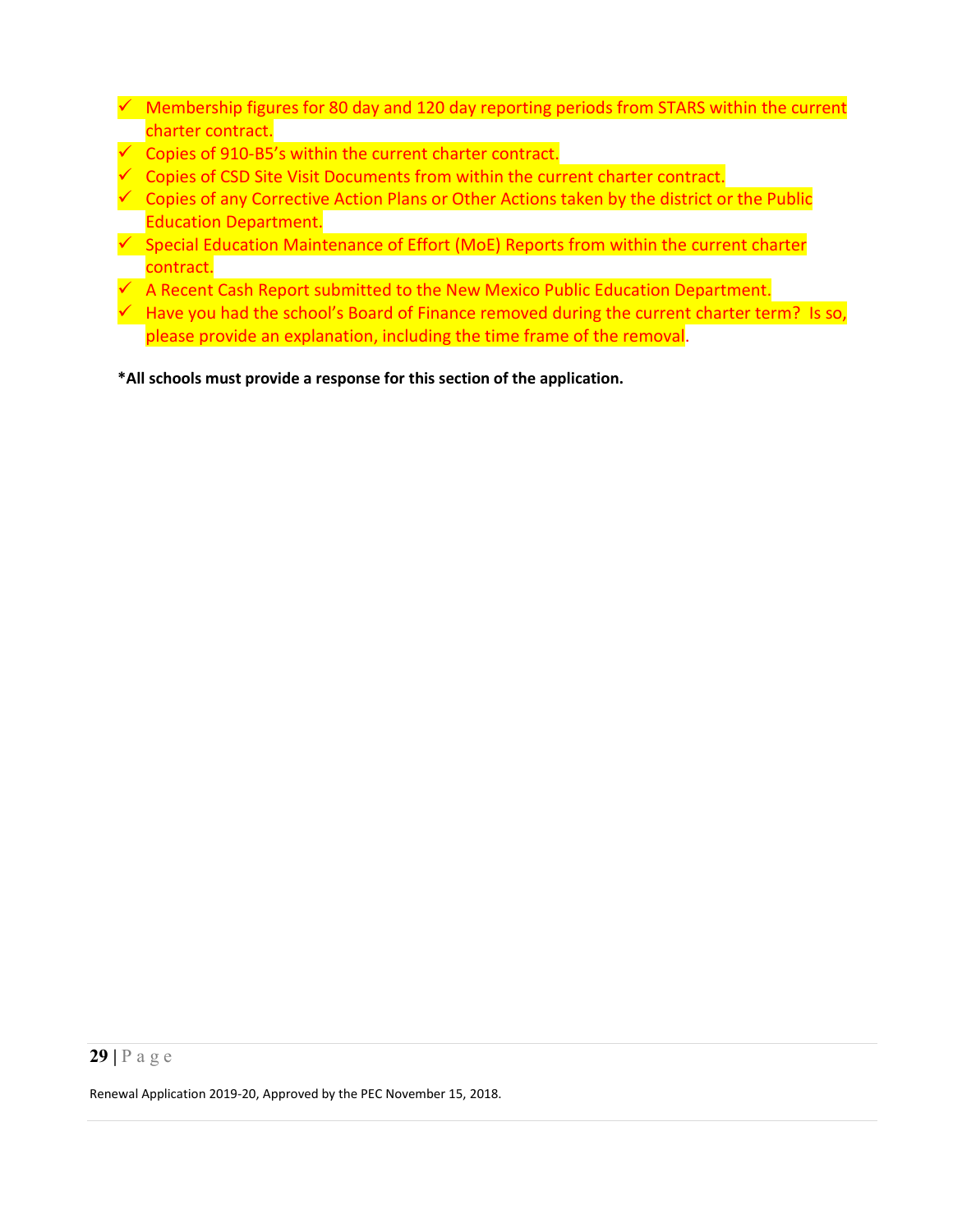- ✓ Membership figures for 80 day and 120 day reporting periods from STARS within the current charter contract.
- ✓ Copies of 910-B5's within the current charter contract.
- ✓ Copies of CSD Site Visit Documents from within the current charter contract.
- ✓ Copies of any Corrective Action Plans or Other Actions taken by the district or the Public Education Department.
- ✓ Special Education Maintenance of Effort (MoE) Reports from within the current charter contract.
- ✓ A Recent Cash Report submitted to the New Mexico Public Education Department.
- ✓ Have you had the school's Board of Finance removed during the current charter term? Is so, please provide an explanation, including the time frame of the removal.

**\*All schools must provide a response for this section of the application.**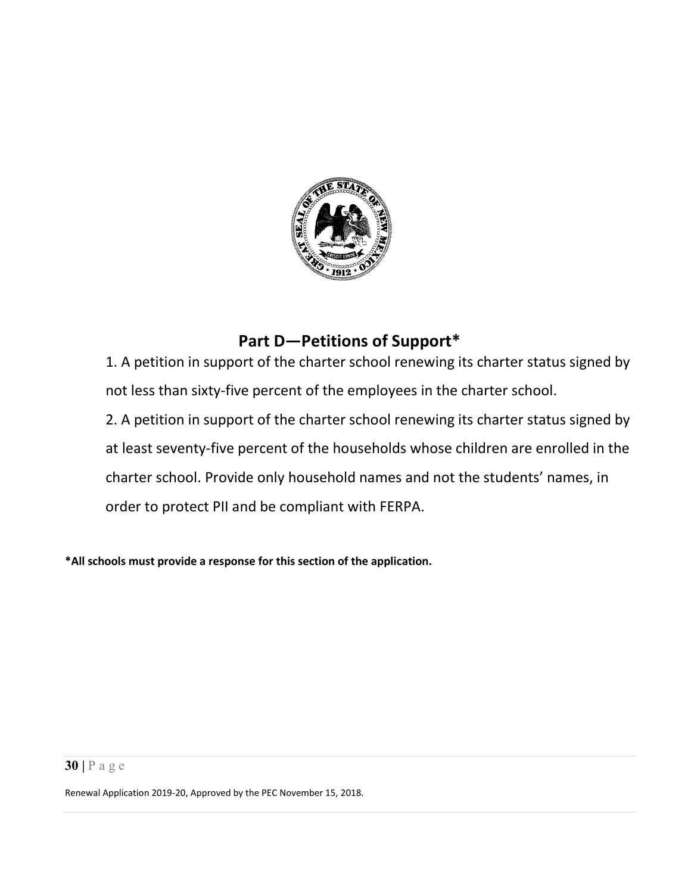## Part D—Petitions of Support*

1. A petition in support of the charter school renewing its charter status signed by not less than sixty-five percent of the employees in the charter school.
2. A petition in support of the charter school renewing its charter status signed by at least seventy-five percent of the households whose children are enrolled in the charter school. Provide only household names and not the students' names, in order to protect PII and be compliant with FERPA.

**\*All schools must provide a response for this section of the application.**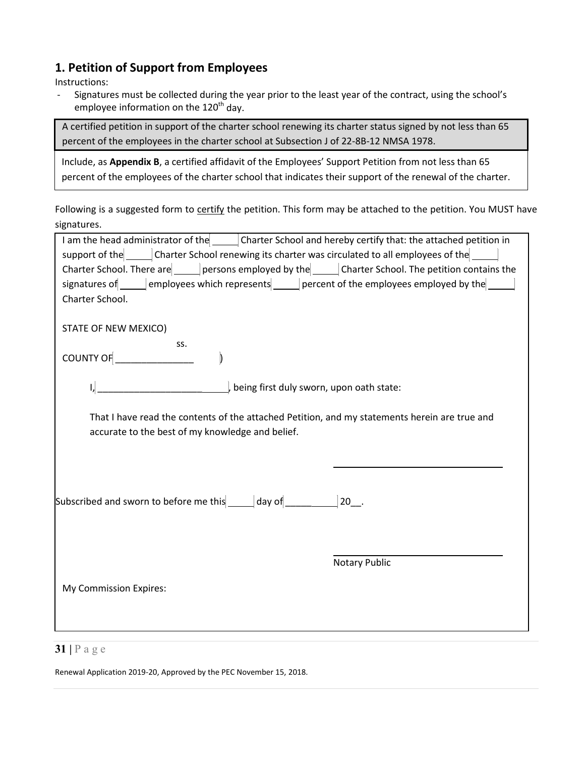## 1. Petition of Support from Employees

Instructions:

- Signatures must be collected during the year prior to the least year of the contract, using the school's employee information on the 120th day.

A certified petition in support of the charter school renewing its charter status signed by not less than 65 percent of the employees in the charter school at Subsection J of 22-8B-12 NMSA 1978.

Include, as **Appendix B**, a certified affidavit of the Employees' Support Petition from not less than 65 percent of the employees of the charter school that indicates their support of the renewal of the charter.

Following is a suggested form to certify the petition. This form may be attached to the petition. You MUST have signatures.

I am the head administrator of the _____ Charter School and hereby certify that: the attached petition in support of the _____ Charter School renewing its charter was circulated to all employees of the _____ Charter School. There are _____ persons employed by the _____ Charter School. The petition contains the signatures of _____ employees which represents _____ percent of the employees employed by the _____ Charter School.

STATE OF NEW MEXICO)

ss.

COUNTY OF _______________ )

I, ___________________________, being first duly sworn, upon oath state:

That I have read the contents of the attached Petition, and my statements herein are true and accurate to the best of my knowledge and belief.

\_\_\_\_\_\_\_\_\_\_\_\_\_\_\_\_\_\_\_\_\_\_\_\_\_\_\_\_\_\_\_\_\_\_

Subscribed and sworn to before me this _____ day of __________ 20__.

\_\_\_\_\_\_\_\_\_\_\_\_\_\_\_\_\_\_\_\_\_\_\_\_\_\_\_\_\_\_\_\_\_\_

Notary Public

My Commission Expires:

Renewal Application 2019-20, Approved by the PEC November 15, 2018.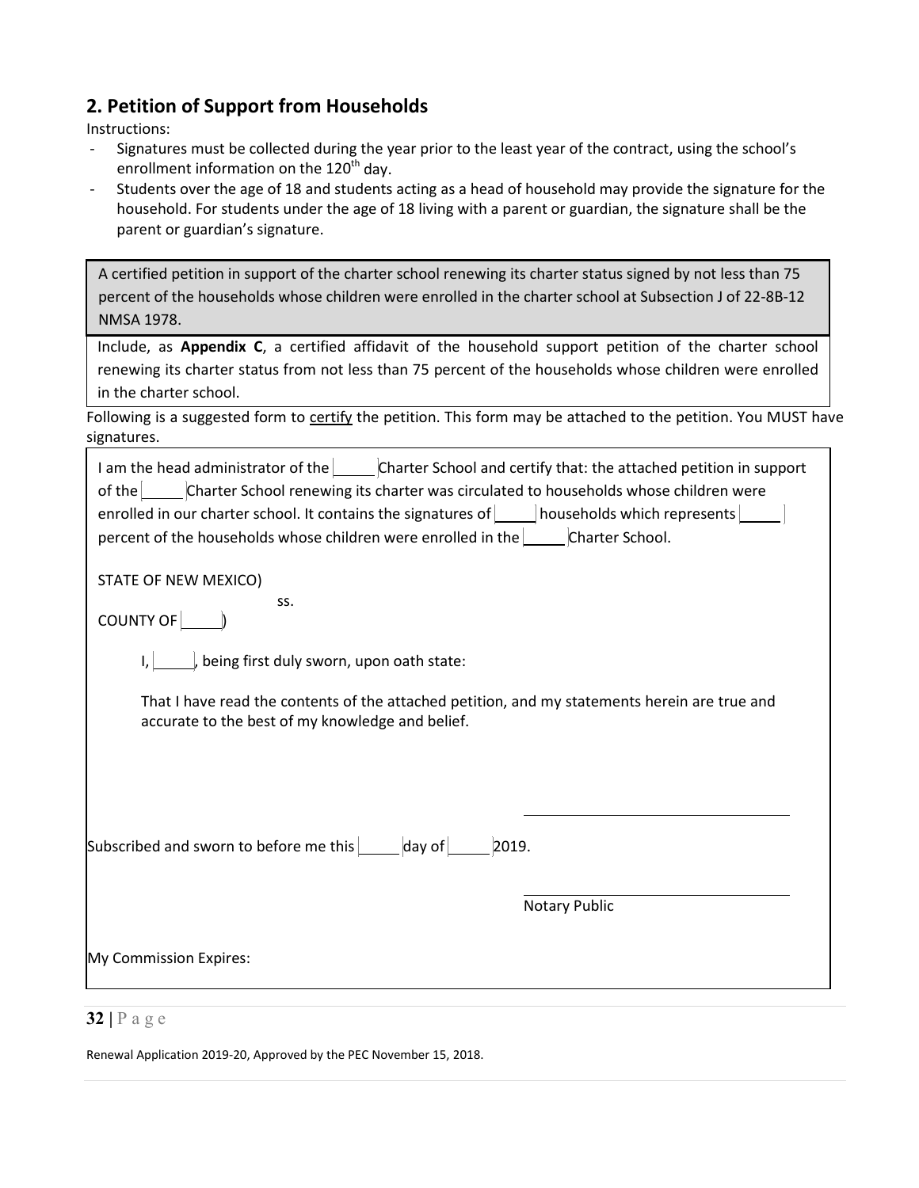## 2. Petition of Support from Households

Instructions:

- Signatures must be collected during the year prior to the least year of the contract, using the school's enrollment information on the 120th day.
- Students over the age of 18 and students acting as a head of household may provide the signature for the household. For students under the age of 18 living with a parent or guardian, the signature shall be the parent or guardian's signature.

A certified petition in support of the charter school renewing its charter status signed by not less than 75 percent of the households whose children were enrolled in the charter school at Subsection J of 22-8B-12 NMSA 1978.

Include, as **Appendix C**, a certified affidavit of the household support petition of the charter school renewing its charter status from not less than 75 percent of the households whose children were enrolled in the charter school.

Following is a suggested form to certify the petition. This form may be attached to the petition. You MUST have signatures.

I am the head administrator of the _____ Charter School and certify that: the attached petition in support of the _____ Charter School renewing its charter was circulated to households whose children were enrolled in our charter school. It contains the signatures of _____ households which represents _____ percent of the households whose children were enrolled in the _____ Charter School.

STATE OF NEW MEXICO)
ss.
COUNTY OF _____)

I, _____, being first duly sworn, upon oath state:

That I have read the contents of the attached petition, and my statements herein are true and accurate to the best of my knowledge and belief.

\_\_\_\_\_\_\_\_\_\_\_\_\_\_\_\_\_\_\_\_\_\_\_\_\_\_\_\_\_\_

Subscribed and sworn to before me this _____ day of _____ 2019.

\_\_\_\_\_\_\_\_\_\_\_\_\_\_\_\_\_\_\_\_\_\_\_\_\_\_\_\_\_\_

Notary Public

My Commission Expires: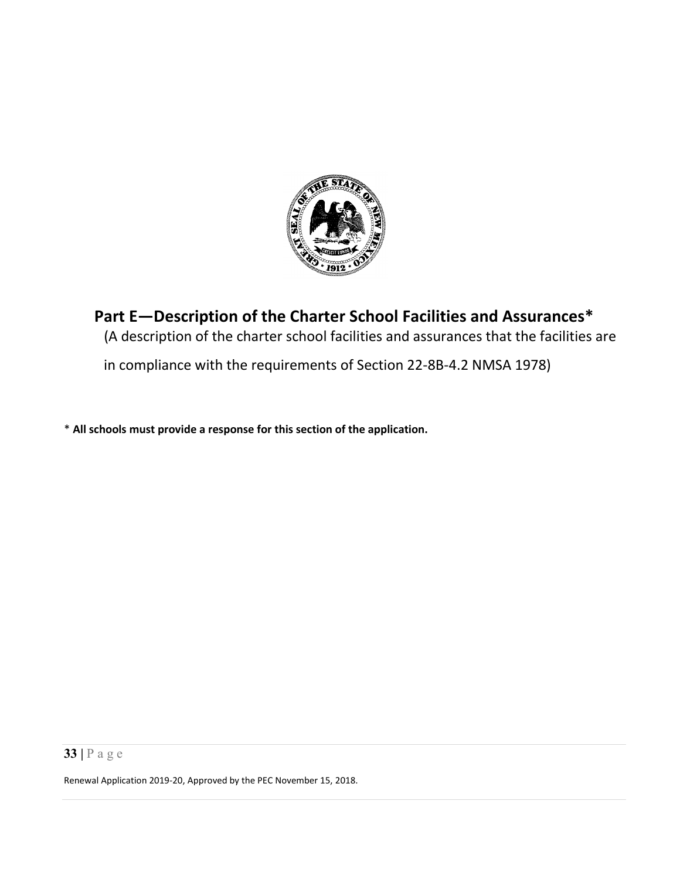## Part E—Description of the Charter School Facilities and Assurances*

(A description of the charter school facilities and assurances that the facilities are in compliance with the requirements of Section 22-8B-4.2 NMSA 1978)

* **All schools must provide a response for this section of the application.**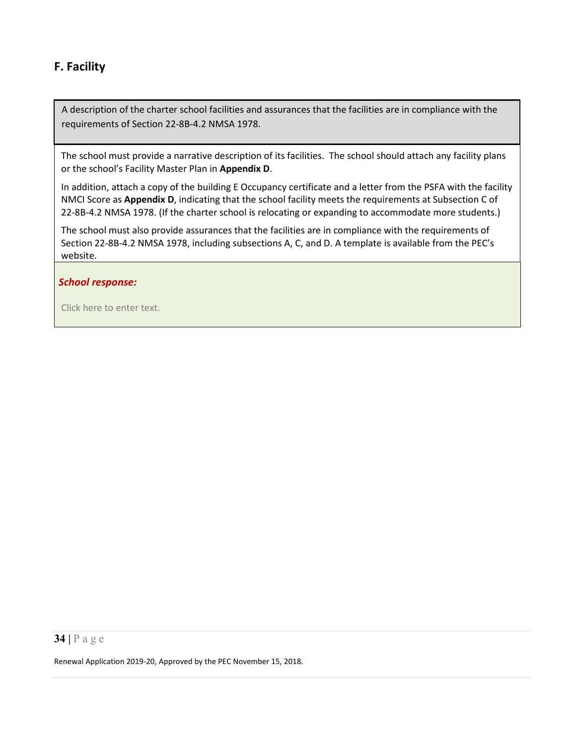## F. Facility

A description of the charter school facilities and assurances that the facilities are in compliance with the requirements of Section 22-8B-4.2 NMSA 1978.

The school must provide a narrative description of its facilities. The school should attach any facility plans or the school's Facility Master Plan in **Appendix D**.

In addition, attach a copy of the building E Occupancy certificate and a letter from the PSFA with the facility NMCI Score as **Appendix D**, indicating that the school facility meets the requirements at Subsection C of 22-8B-4.2 NMSA 1978. (If the charter school is relocating or expanding to accommodate more students.)

The school must also provide assurances that the facilities are in compliance with the requirements of Section 22-8B-4.2 NMSA 1978, including subsections A, C, and D. A template is available from the PEC's website.

***School response:***

Click here to enter text.

Renewal Application 2019-20, Approved by the PEC November 15, 2018.